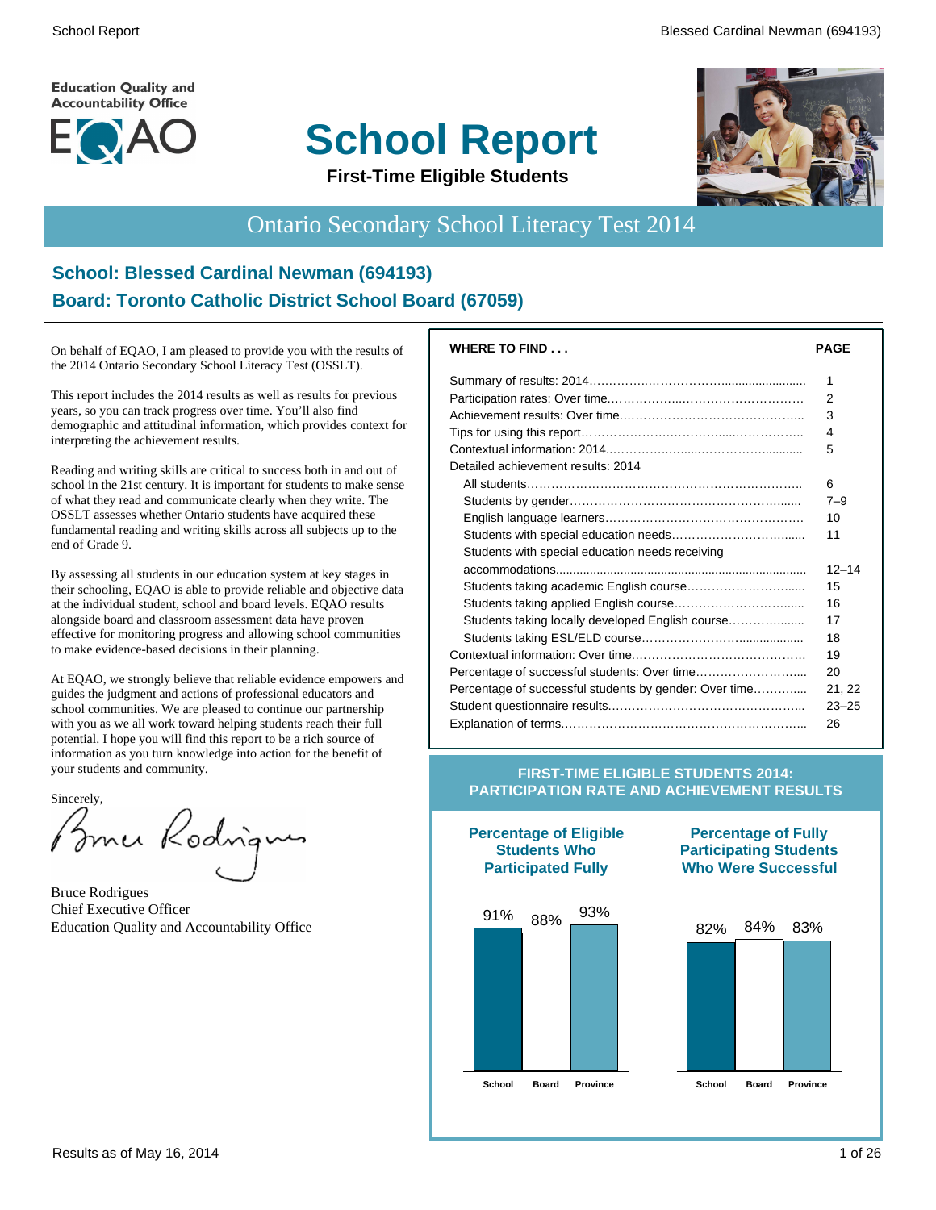Education Quality and Accountability Office

EQAO

# School Report

**First-Time Eligible Students**

## Ontario Secondary School Literacy Test 2014

### School: Blessed Cardinal Newman (694193)
### Board: Toronto Catholic District School Board (67059)

On behalf of EQAO, I am pleased to provide you with the results of the 2014 Ontario Secondary School Literacy Test (OSSLT).

This report includes the 2014 results as well as results for previous years, so you can track progress over time. You'll also find demographic and attitudinal information, which provides context for interpreting the achievement results.

Reading and writing skills are critical to success both in and out of school in the 21st century. It is important for students to make sense of what they read and communicate clearly when they write. The OSSLT assesses whether Ontario students have acquired these fundamental reading and writing skills across all subjects up to the end of Grade 9.

By assessing all students in our education system at key stages in their schooling, EQAO is able to provide reliable and objective data at the individual student, school and board levels. EQAO results alongside board and classroom assessment data have proven effective for monitoring progress and allowing school communities to make evidence-based decisions in their planning.

At EQAO, we strongly believe that reliable evidence empowers and guides the judgment and actions of professional educators and school communities. We are pleased to continue our partnership with you as we all work toward helping students reach their full potential. I hope you will find this report to be a rich source of information as you turn knowledge into action for the benefit of your students and community.

Sincerely,

Bruce Rodrigues
Chief Executive Officer
Education Quality and Accountability Office

| WHERE TO FIND . . . | PAGE |
|---|---|
| Summary of results: 2014 | 1 |
| Participation rates: Over time | 2 |
| Achievement results: Over time | 3 |
| Tips for using this report | 4 |
| Contextual information: 2014 | 5 |
| Detailed achievement results: 2014 | |
| All students | 6 |
| Students by gender | 7–9 |
| English language learners | 10 |
| Students with special education needs | 11 |
| Students with special education needs receiving accommodations | 12–14 |
| Students taking academic English course | 15 |
| Students taking applied English course | 16 |
| Students taking locally developed English course | 17 |
| Students taking ESL/ELD course | 18 |
| Contextual information: Over time | 19 |
| Percentage of successful students: Over time | 20 |
| Percentage of successful students by gender: Over time | 21, 22 |
| Student questionnaire results | 23–25 |
| Explanation of terms | 26 |

**FIRST-TIME ELIGIBLE STUDENTS 2014: PARTICIPATION RATE AND ACHIEVEMENT RESULTS**

| | School | Board | Province |
|---|---|---|---|
| Percentage of Eligible Students Who Participated Fully | 91% | 88% | 93% |
| Percentage of Fully Participating Students Who Were Successful | 82% | 84% | 83% |

Results as of May 16, 2014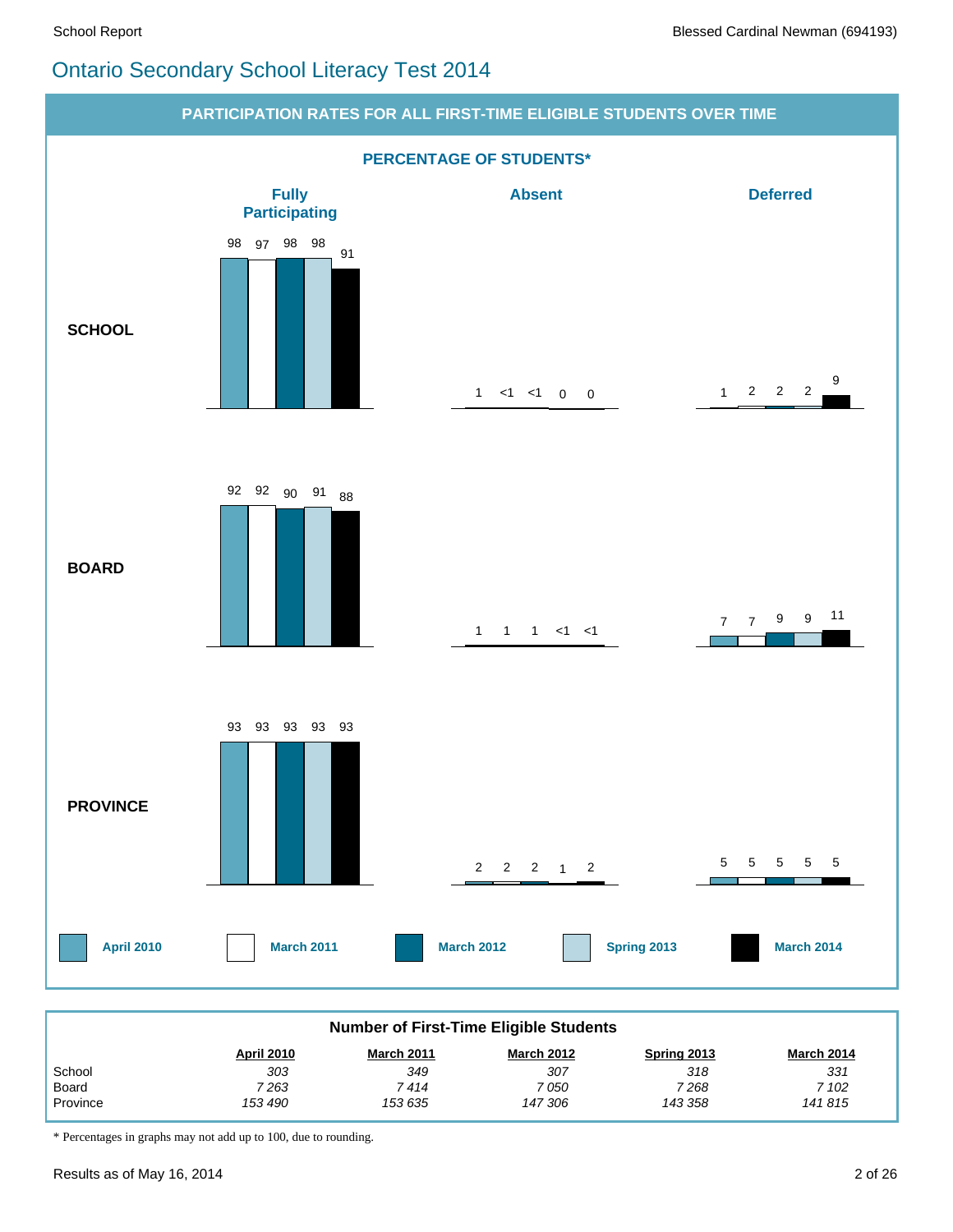# Ontario Secondary School Literacy Test 2014

## PARTICIPATION RATES FOR ALL FIRST-TIME ELIGIBLE STUDENTS OVER TIME

### PERCENTAGE OF STUDENTS*

| | | Fully Participating | Absent | Deferred |
|---|---|---|---|---|
| **SCHOOL** | April 2010 | 98 | 1 | 1 |
| | March 2011 | 97 | <1 | 2 |
| | March 2012 | 98 | <1 | 2 |
| | Spring 2013 | 98 | 0 | 2 |
| | March 2014 | 91 | 0 | 9 |
| **BOARD** | April 2010 | 92 | 1 | 7 |
| | March 2011 | 92 | 1 | 7 |
| | March 2012 | 90 | 1 | 9 |
| | Spring 2013 | 91 | <1 | 9 |
| | March 2014 | 88 | <1 | 11 |
| **PROVINCE** | April 2010 | 93 | 2 | 5 |
| | March 2011 | 93 | 2 | 5 |
| | March 2012 | 93 | 2 | 5 |
| | Spring 2013 | 93 | 1 | 5 |
| | March 2014 | 93 | 2 | 5 |

### Number of First-Time Eligible Students

| | April 2010 | March 2011 | March 2012 | Spring 2013 | March 2014 |
|---|---|---|---|---|---|
| School | *303* | *349* | *307* | *318* | *331* |
| Board | *7 263* | *7 414* | *7 050* | *7 268* | *7 102* |
| Province | *153 490* | *153 635* | *147 306* | *143 358* | *141 815* |

* Percentages in graphs may not add up to 100, due to rounding.

Results as of May 16, 2014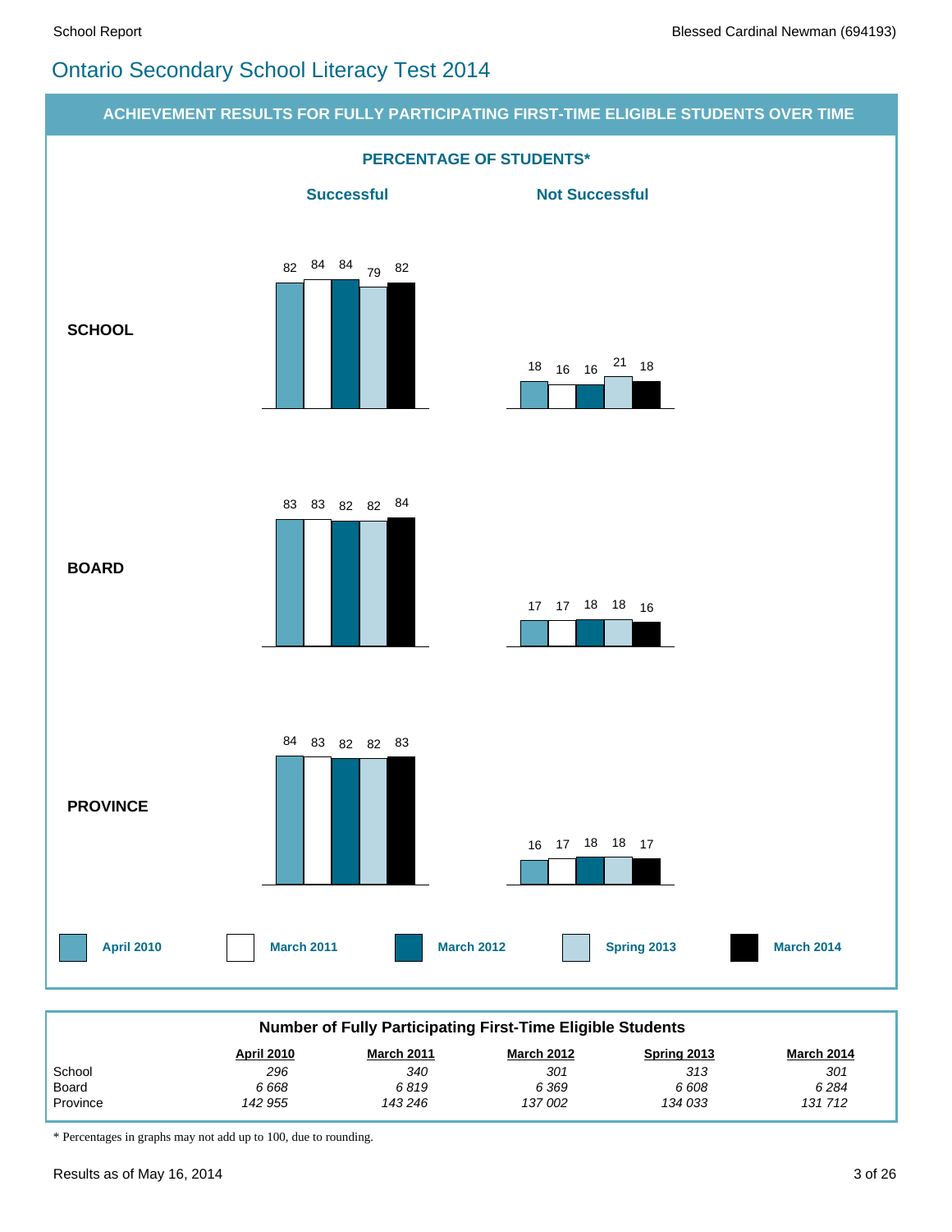# Ontario Secondary School Literacy Test 2014

## ACHIEVEMENT RESULTS FOR FULLY PARTICIPATING FIRST-TIME ELIGIBLE STUDENTS OVER TIME

### PERCENTAGE OF STUDENTS*

| | Successful | | | | | Not Successful | | | | |
|---|---|---|---|---|---|---|---|---|---|---|
| | April 2010 | March 2011 | March 2012 | Spring 2013 | March 2014 | April 2010 | March 2011 | March 2012 | Spring 2013 | March 2014 |
| **SCHOOL** | 82 | 84 | 84 | 79 | 82 | 18 | 16 | 16 | 21 | 18 |
| **BOARD** | 83 | 83 | 82 | 82 | 84 | 17 | 17 | 18 | 18 | 16 |
| **PROVINCE** | 84 | 83 | 82 | 82 | 83 | 16 | 17 | 18 | 18 | 17 |

### Number of Fully Participating First-Time Eligible Students

| | April 2010 | March 2011 | March 2012 | Spring 2013 | March 2014 |
|---|---|---|---|---|---|
| School | *296* | *340* | *301* | *313* | *301* |
| Board | *6 668* | *6 819* | *6 369* | *6 608* | *6 284* |
| Province | *142 955* | *143 246* | *137 002* | *134 033* | *131 712* |

* Percentages in graphs may not add up to 100, due to rounding.

Results as of May 16, 2014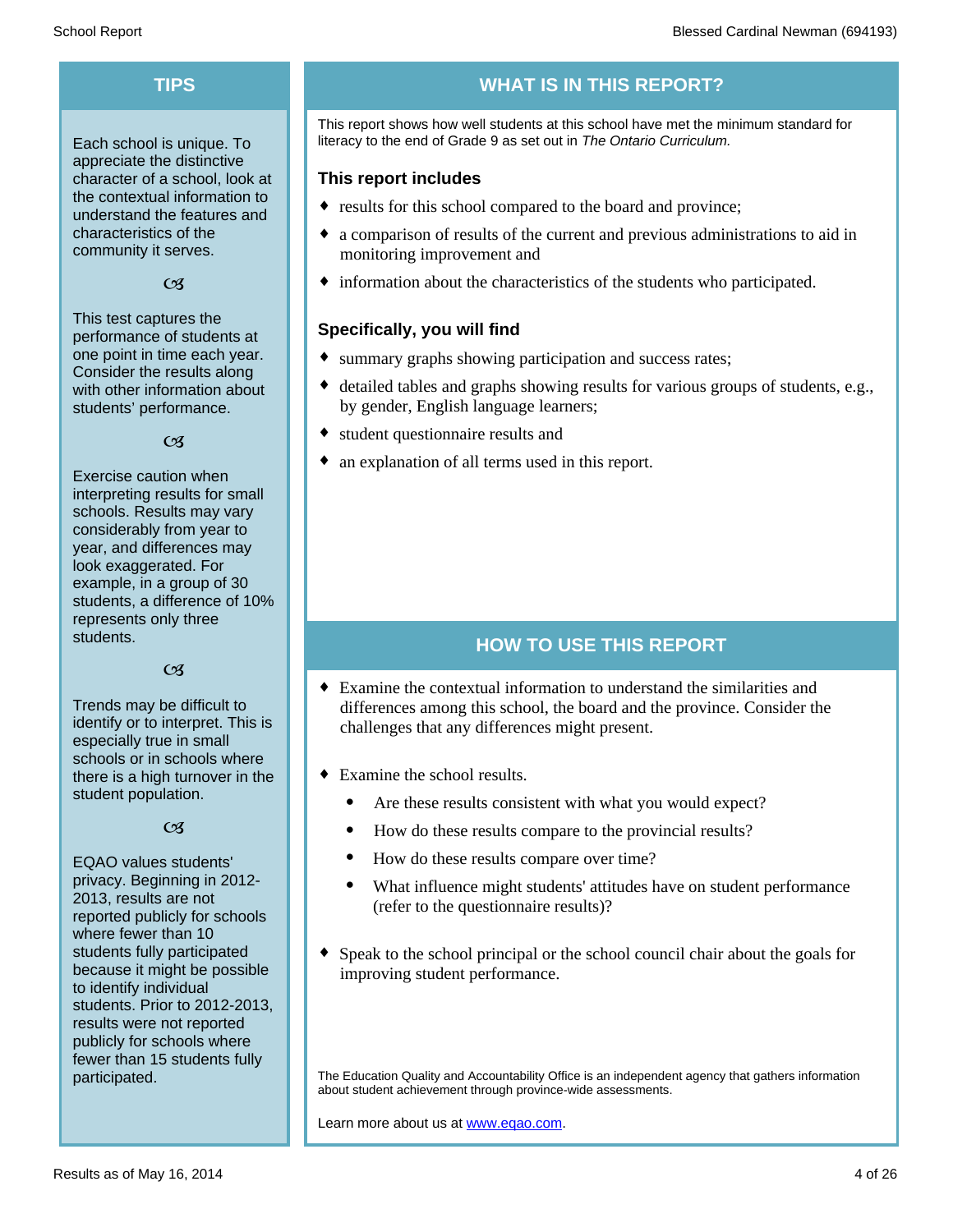## TIPS

Each school is unique. To appreciate the distinctive character of a school, look at the contextual information to understand the features and characteristics of the community it serves.

This test captures the performance of students at one point in time each year. Consider the results along with other information about students' performance.

Exercise caution when interpreting results for small schools. Results may vary considerably from year to year, and differences may look exaggerated. For example, in a group of 30 students, a difference of 10% represents only three students.

Trends may be difficult to identify or to interpret. This is especially true in small schools or in schools where there is a high turnover in the student population.

EQAO values students' privacy. Beginning in 2012-2013, results are not reported publicly for schools where fewer than 10 students fully participated because it might be possible to identify individual students. Prior to 2012-2013, results were not reported publicly for schools where fewer than 15 students fully participated.

## WHAT IS IN THIS REPORT?

This report shows how well students at this school have met the minimum standard for literacy to the end of Grade 9 as set out in *The Ontario Curriculum.*

### This report includes

- results for this school compared to the board and province;
- a comparison of results of the current and previous administrations to aid in monitoring improvement and
- information about the characteristics of the students who participated.

### Specifically, you will find

- summary graphs showing participation and success rates;
- detailed tables and graphs showing results for various groups of students, e.g., by gender, English language learners;
- student questionnaire results and
- an explanation of all terms used in this report.

## HOW TO USE THIS REPORT

- Examine the contextual information to understand the similarities and differences among this school, the board and the province. Consider the challenges that any differences might present.
- Examine the school results.
  - Are these results consistent with what you would expect?
  - How do these results compare to the provincial results?
  - How do these results compare over time?
  - What influence might students' attitudes have on student performance (refer to the questionnaire results)?
- Speak to the school principal or the school council chair about the goals for improving student performance.

The Education Quality and Accountability Office is an independent agency that gathers information about student achievement through province-wide assessments.

Learn more about us at www.eqao.com.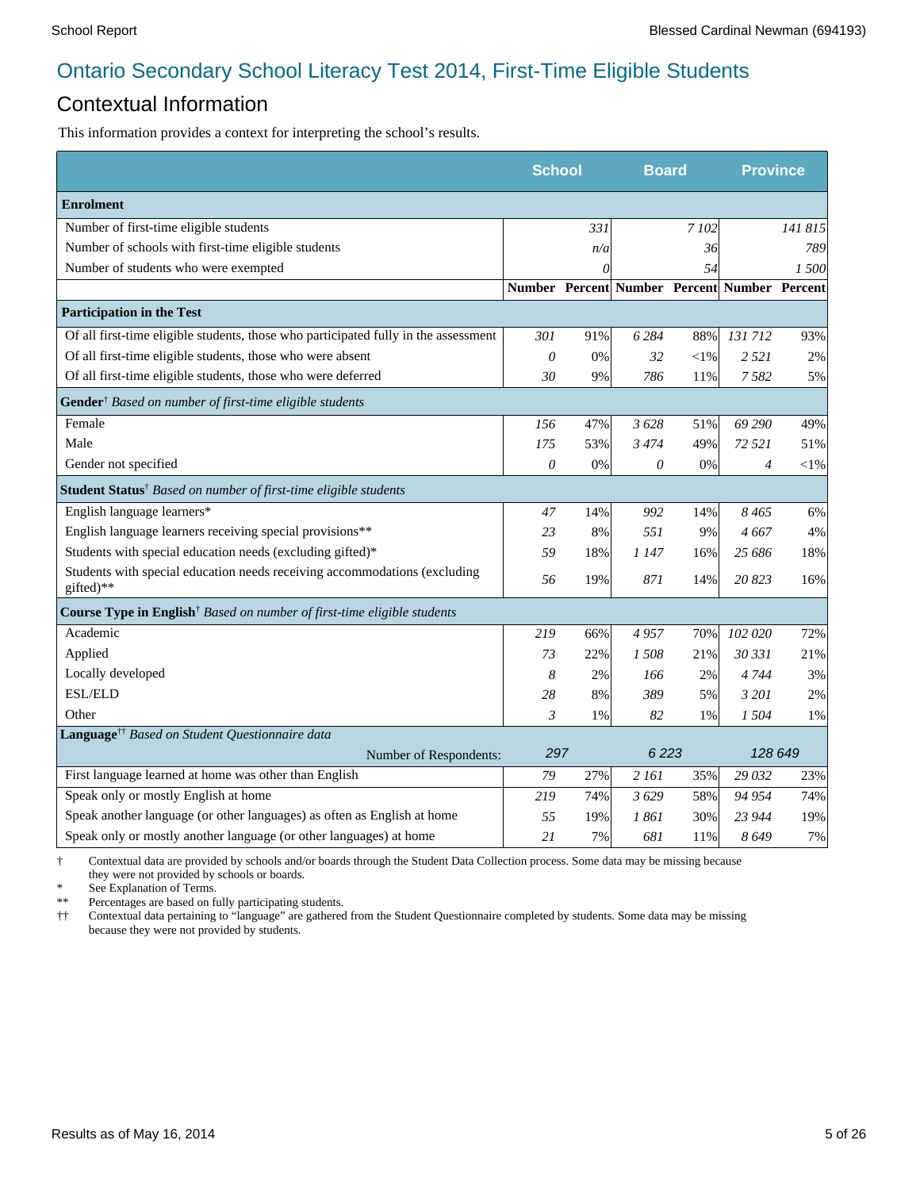# Ontario Secondary School Literacy Test 2014, First-Time Eligible Students

## Contextual Information

This information provides a context for interpreting the school's results.

| | School | | Board | | Province | |
|---|---|---|---|---|---|---|
| **Enrolment** | | | | | | |
| Number of first-time eligible students | | 331 | | 7 102 | | 141 815 |
| Number of schools with first-time eligible students | | n/a | | 36 | | 789 |
| Number of students who were exempted | | 0 | | 54 | | 1 500 |
| | **Number** | **Percent** | **Number** | **Percent** | **Number** | **Percent** |
| **Participation in the Test** | | | | | | |
| Of all first-time eligible students, those who participated fully in the assessment | 301 | 91% | 6 284 | 88% | 131 712 | 93% |
| Of all first-time eligible students, those who were absent | 0 | 0% | 32 | <1% | 2 521 | 2% |
| Of all first-time eligible students, those who were deferred | 30 | 9% | 786 | 11% | 7 582 | 5% |
| **Gender**† *Based on number of first-time eligible students* | | | | | | |
| Female | 156 | 47% | 3 628 | 51% | 69 290 | 49% |
| Male | 175 | 53% | 3 474 | 49% | 72 521 | 51% |
| Gender not specified | 0 | 0% | 0 | 0% | 4 | <1% |
| **Student Status**† *Based on number of first-time eligible students* | | | | | | |
| English language learners* | 47 | 14% | 992 | 14% | 8 465 | 6% |
| English language learners receiving special provisions** | 23 | 8% | 551 | 9% | 4 667 | 4% |
| Students with special education needs (excluding gifted)* | 59 | 18% | 1 147 | 16% | 25 686 | 18% |
| Students with special education needs receiving accommodations (excluding gifted)** | 56 | 19% | 871 | 14% | 20 823 | 16% |
| **Course Type in English**† *Based on number of first-time eligible students* | | | | | | |
| Academic | 219 | 66% | 4 957 | 70% | 102 020 | 72% |
| Applied | 73 | 22% | 1 508 | 21% | 30 331 | 21% |
| Locally developed | 8 | 2% | 166 | 2% | 4 744 | 3% |
| ESL/ELD | 28 | 8% | 389 | 5% | 3 201 | 2% |
| Other | 3 | 1% | 82 | 1% | 1 504 | 1% |
| **Language**†† *Based on Student Questionnaire data* | | | | | | |
| Number of Respondents: | 297 | | 6 223 | | 128 649 | |
| First language learned at home was other than English | 79 | 27% | 2 161 | 35% | 29 032 | 23% |
| Speak only or mostly English at home | 219 | 74% | 3 629 | 58% | 94 954 | 74% |
| Speak another language (or other languages) as often as English at home | 55 | 19% | 1 861 | 30% | 23 944 | 19% |
| Speak only or mostly another language (or other languages) at home | 21 | 7% | 681 | 11% | 8 649 | 7% |

† Contextual data are provided by schools and/or boards through the Student Data Collection process. Some data may be missing because they were not provided by schools or boards.

\* See Explanation of Terms.

** Percentages are based on fully participating students.

†† Contextual data pertaining to "language" are gathered from the Student Questionnaire completed by students. Some data may be missing because they were not provided by students.

Results as of May 16, 2014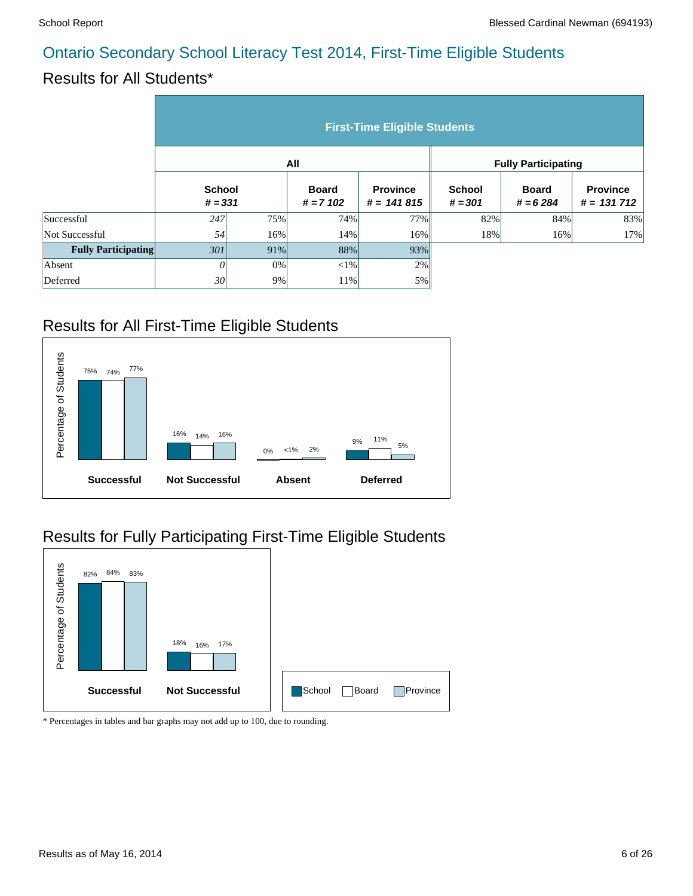# Ontario Secondary School Literacy Test 2014, First-Time Eligible Students

## Results for All Students*

| | First-Time Eligible Students | | | | | | |
|---|---|---|---|---|---|---|---|
| | All | | | | Fully Participating | | |
| | School # = 331 | | Board # = 7 102 | Province # = 141 815 | School # = 301 | Board # = 6 284 | Province # = 131 712 |
| Successful | 247 | 75% | 74% | 77% | 82% | 84% | 83% |
| Not Successful | 54 | 16% | 14% | 16% | 18% | 16% | 17% |
| **Fully Participating** | 301 | 91% | 88% | 93% | | | |
| Absent | 0 | 0% | <1% | 2% | | | |
| Deferred | 30 | 9% | 11% | 5% | | | |

## Results for All First-Time Eligible Students

| | School | Board | Province |
|---|---|---|---|
| Successful | 75% | 74% | 77% |
| Not Successful | 16% | 14% | 16% |
| Absent | 0% | <1% | 2% |
| Deferred | 9% | 11% | 5% |

## Results for Fully Participating First-Time Eligible Students

| | School | Board | Province |
|---|---|---|---|
| Successful | 82% | 84% | 83% |
| Not Successful | 18% | 16% | 17% |

\* Percentages in tables and bar graphs may not add up to 100, due to rounding.

Results as of May 16, 2014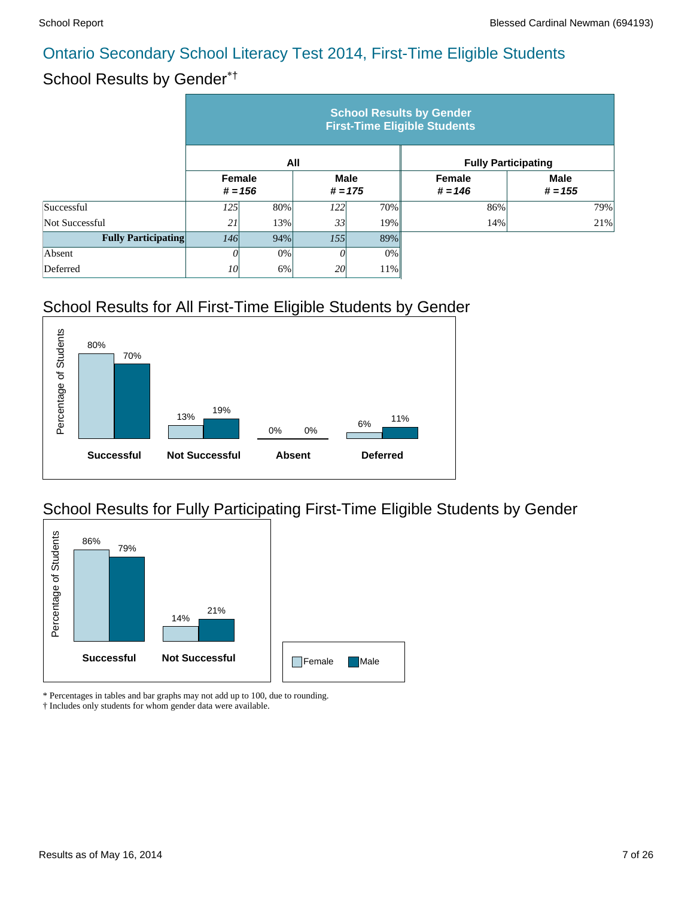## Ontario Secondary School Literacy Test 2014, First-Time Eligible Students

### School Results by Gender*†

| | School Results by Gender First-Time Eligible Students | | | | | |
|---|---|---|---|---|---|---|
| | All | | | | Fully Participating | |
| | Female # = 156 | | Male # = 175 | | Female # = 146 | Male # = 155 |
| Successful | 125 | 80% | 122 | 70% | 86% | 79% |
| Not Successful | 21 | 13% | 33 | 19% | 14% | 21% |
| **Fully Participating** | 146 | 94% | 155 | 89% | | |
| Absent | 0 | 0% | 0 | 0% | | |
| Deferred | 10 | 6% | 20 | 11% | | |

### School Results for All First-Time Eligible Students by Gender

| Percentage of Students | Female | Male |
|---|---|---|
| Successful | 80% | 70% |
| Not Successful | 13% | 19% |
| Absent | 0% | 0% |
| Deferred | 6% | 11% |

### School Results for Fully Participating First-Time Eligible Students by Gender

| Percentage of Students | Female | Male |
|---|---|---|
| Successful | 86% | 79% |
| Not Successful | 14% | 21% |

\* Percentages in tables and bar graphs may not add up to 100, due to rounding.
† Includes only students for whom gender data were available.

Results as of May 16, 2014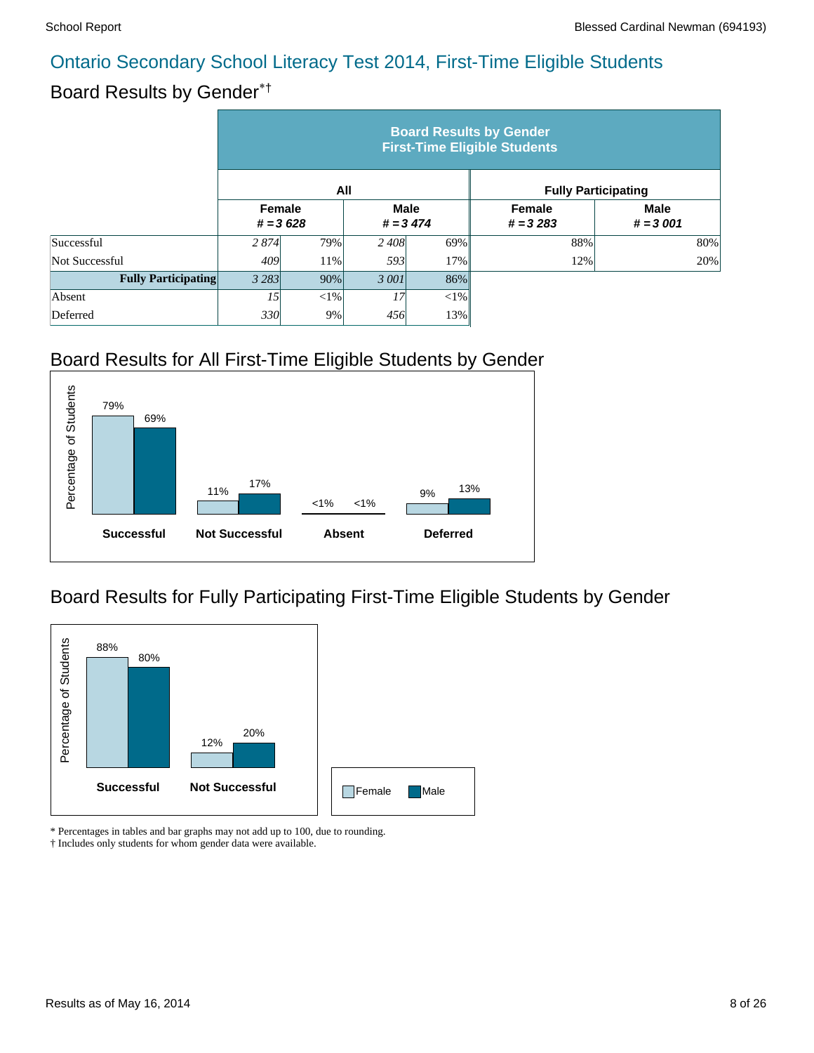## Ontario Secondary School Literacy Test 2014, First-Time Eligible Students

### Board Results by Gender*†

| | Board Results by Gender First-Time Eligible Students | | | | | |
|---|---|---|---|---|---|---|
| | All | | | | Fully Participating | |
| | Female # = 3 628 | | Male # = 3 474 | | Female # = 3 283 | Male # = 3 001 |
| Successful | *2 874* | 79% | *2 408* | 69% | 88% | 80% |
| Not Successful | *409* | 11% | *593* | 17% | 12% | 20% |
| **Fully Participating** | *3 283* | 90% | *3 001* | 86% | | |
| Absent | *15* | <1% | *17* | <1% | | |
| Deferred | *330* | 9% | *456* | 13% | | |

### Board Results for All First-Time Eligible Students by Gender

| Percentage of Students | Female | Male |
|---|---|---|
| Successful | 79% | 69% |
| Not Successful | 11% | 17% |
| Absent | <1% | <1% |
| Deferred | 9% | 13% |

### Board Results for Fully Participating First-Time Eligible Students by Gender

| Percentage of Students | Female | Male |
|---|---|---|
| Successful | 88% | 80% |
| Not Successful | 12% | 20% |

\* Percentages in tables and bar graphs may not add up to 100, due to rounding.
† Includes only students for whom gender data were available.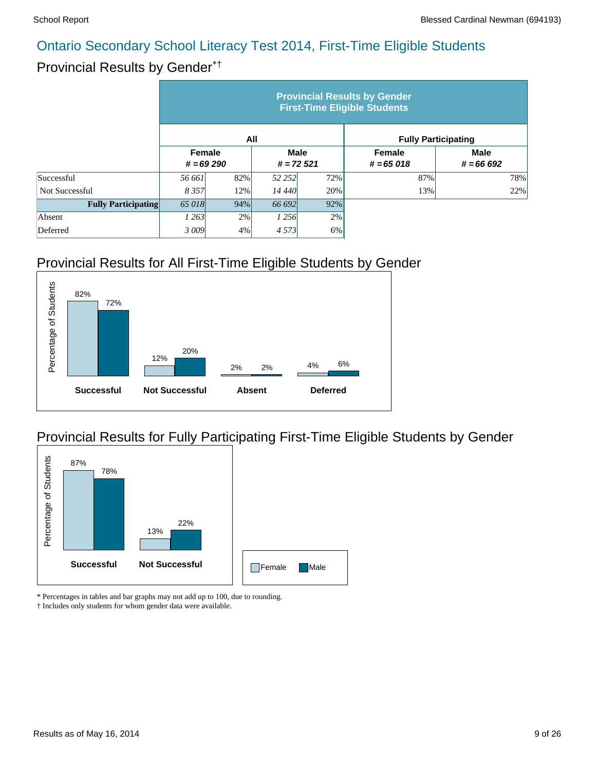## Ontario Secondary School Literacy Test 2014, First-Time Eligible Students

### Provincial Results by Gender*†

| | Provincial Results by Gender First-Time Eligible Students | | | | | |
|---|---|---|---|---|---|---|
| | All | | | | Fully Participating | |
| | Female # = 69 290 | | Male # = 72 521 | | Female # = 65 018 | Male # = 66 692 |
| Successful | *56 661* | 82% | *52 252* | 72% | 87% | 78% |
| Not Successful | *8 357* | 12% | *14 440* | 20% | 13% | 22% |
| **Fully Participating** | *65 018* | 94% | *66 692* | 92% | | |
| Absent | *1 263* | 2% | *1 256* | 2% | | |
| Deferred | *3 009* | 4% | *4 573* | 6% | | |

### Provincial Results for All First-Time Eligible Students by Gender

| Percentage of Students | Successful | Not Successful | Absent | Deferred |
|---|---|---|---|---|
| Female | 82% | 12% | 2% | 4% |
| Male | 72% | 20% | 2% | 6% |

### Provincial Results for Fully Participating First-Time Eligible Students by Gender

| Percentage of Students | Successful | Not Successful |
|---|---|---|
| Female | 87% | 13% |
| Male | 78% | 22% |

\* Percentages in tables and bar graphs may not add up to 100, due to rounding.
† Includes only students for whom gender data were available.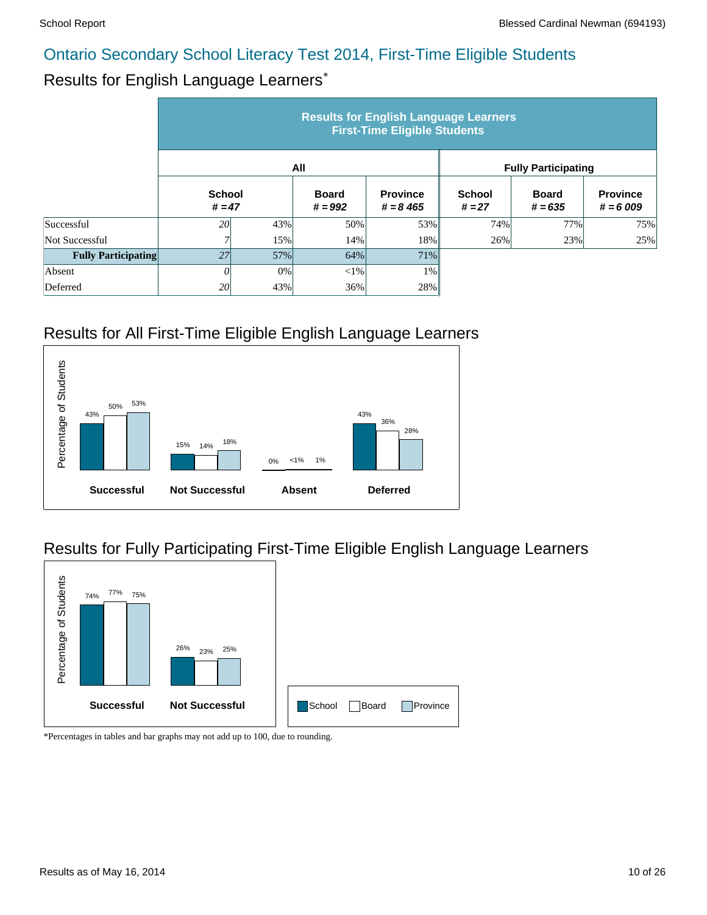# Ontario Secondary School Literacy Test 2014, First-Time Eligible Students

## Results for English Language Learners*

| | Results for English Language Learners First-Time Eligible Students | | | | | | |
|---|---|---|---|---|---|---|---|
| | All | | | | Fully Participating | | |
| | School # = 47 | | Board # = 992 | Province # = 8 465 | School # = 27 | Board # = 635 | Province # = 6 009 |
| Successful | 20 | 43% | 50% | 53% | 74% | 77% | 75% |
| Not Successful | 7 | 15% | 14% | 18% | 26% | 23% | 25% |
| **Fully Participating** | 27 | 57% | 64% | 71% | | | |
| Absent | 0 | 0% | <1% | 1% | | | |
| Deferred | 20 | 43% | 36% | 28% | | | |

## Results for All First-Time Eligible English Language Learners

| | School | Board | Province |
|---|---|---|---|
| Successful | 43% | 50% | 53% |
| Not Successful | 15% | 14% | 18% |
| Absent | 0% | <1% | 1% |
| Deferred | 43% | 36% | 28% |

## Results for Fully Participating First-Time Eligible English Language Learners

| | School | Board | Province |
|---|---|---|---|
| Successful | 74% | 77% | 75% |
| Not Successful | 26% | 23% | 25% |

*Percentages in tables and bar graphs may not add up to 100, due to rounding.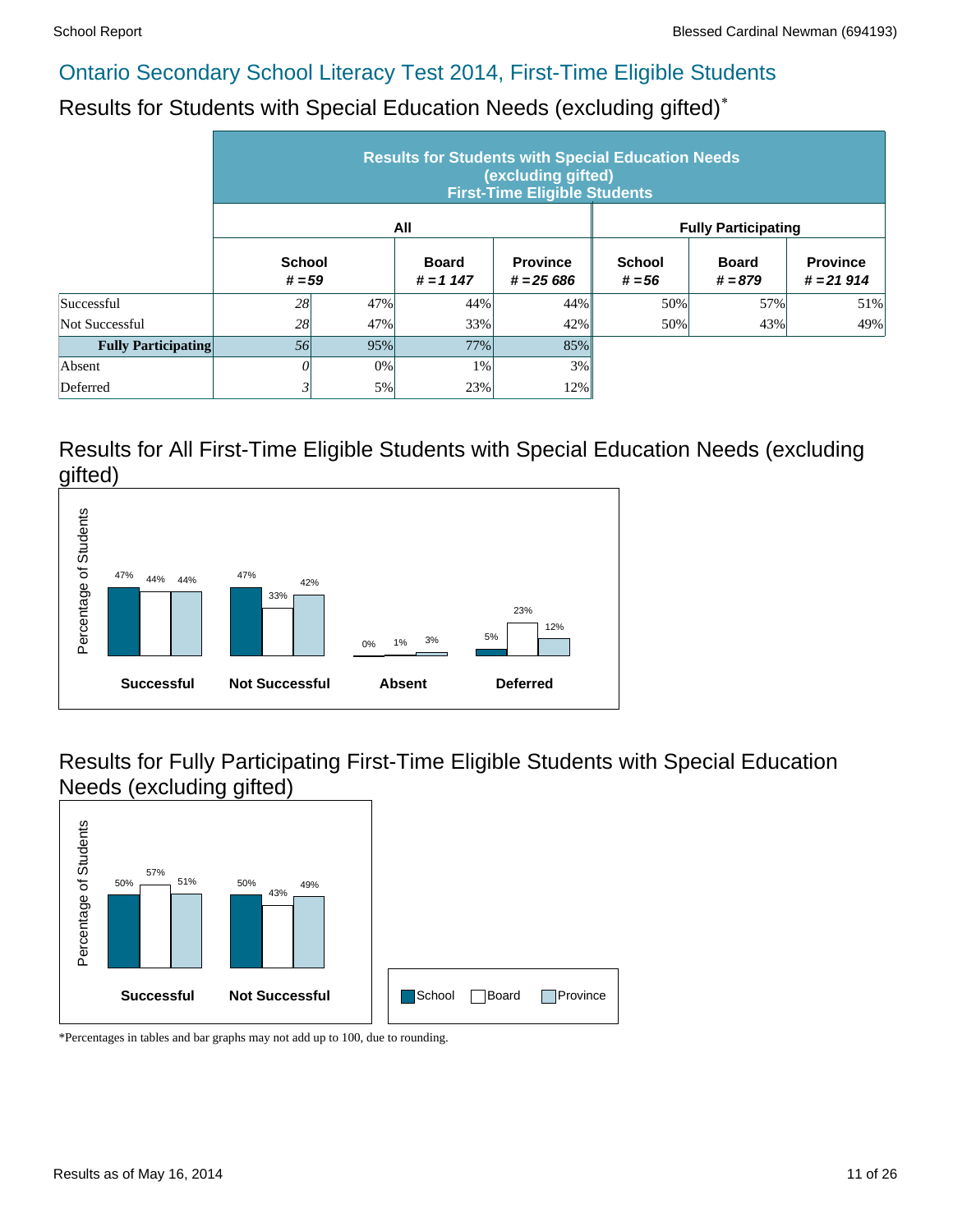# Ontario Secondary School Literacy Test 2014, First-Time Eligible Students

## Results for Students with Special Education Needs (excluding gifted)*

| | Results for Students with Special Education Needs (excluding gifted) First-Time Eligible Students | | | | | | |
|---|---|---|---|---|---|---|---|
| | All | | | | Fully Participating | | |
| | School # = 59 | | Board # = 1 147 | Province # = 25 686 | School # = 56 | Board # = 879 | Province # = 21 914 |
| Successful | 28 | 47% | 44% | 44% | 50% | 57% | 51% |
| Not Successful | 28 | 47% | 33% | 42% | 50% | 43% | 49% |
| **Fully Participating** | 56 | 95% | 77% | 85% | | | |
| Absent | 0 | 0% | 1% | 3% | | | |
| Deferred | 3 | 5% | 23% | 12% | | | |

## Results for All First-Time Eligible Students with Special Education Needs (excluding gifted)

| | School | Board | Province |
|---|---|---|---|
| Successful | 47% | 44% | 44% |
| Not Successful | 47% | 33% | 42% |
| Absent | 0% | 1% | 3% |
| Deferred | 5% | 23% | 12% |

## Results for Fully Participating First-Time Eligible Students with Special Education Needs (excluding gifted)

| | School | Board | Province |
|---|---|---|---|
| Successful | 50% | 57% | 51% |
| Not Successful | 50% | 43% | 49% |

*Percentages in tables and bar graphs may not add up to 100, due to rounding.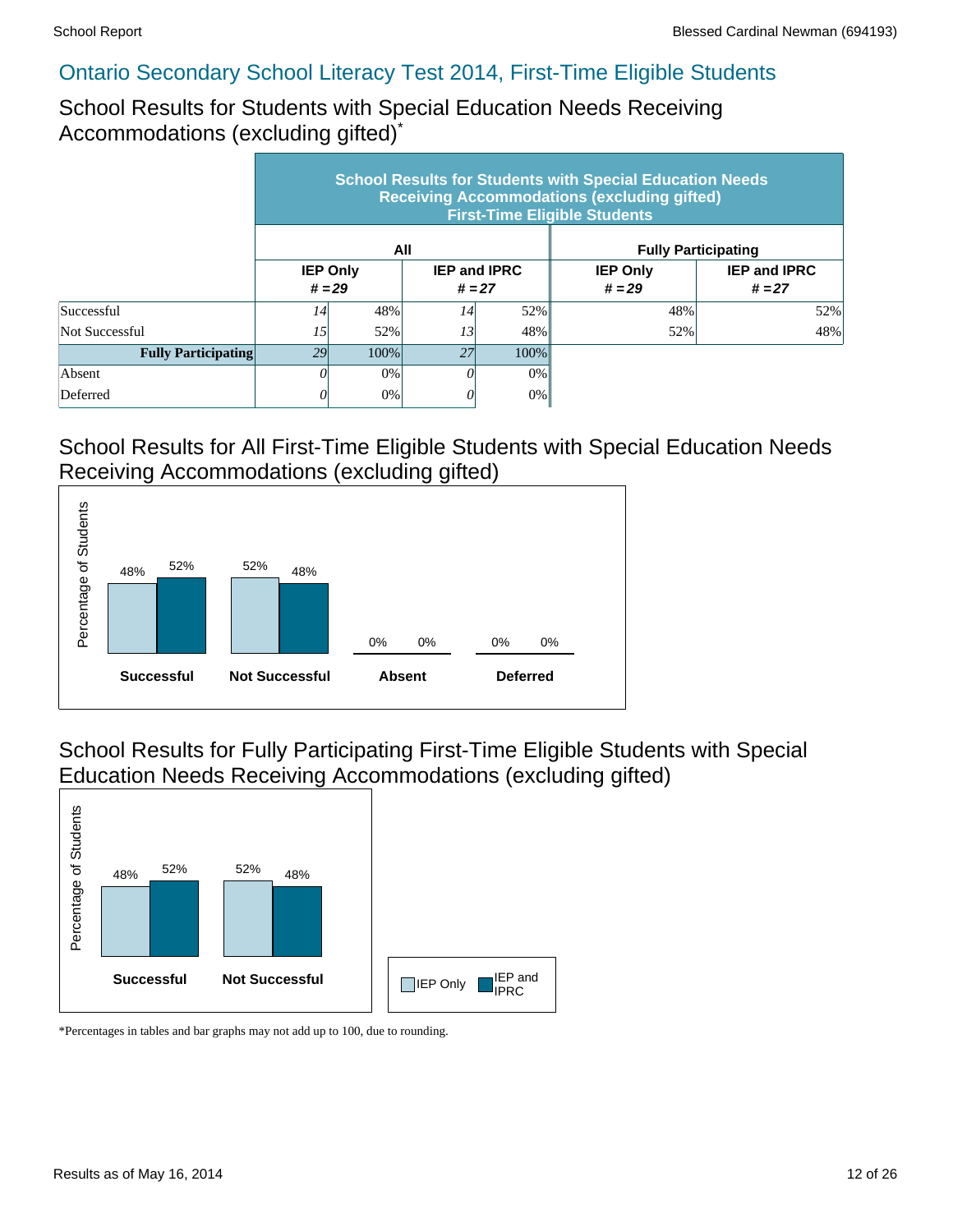## Ontario Secondary School Literacy Test 2014, First-Time Eligible Students

### School Results for Students with Special Education Needs Receiving Accommodations (excluding gifted)*

| | School Results for Students with Special Education Needs Receiving Accommodations (excluding gifted) First-Time Eligible Students | | | | | |
|---|---|---|---|---|---|---|
| | All | | | | Fully Participating | |
| | IEP Only # =29 | | IEP and IPRC # =27 | | IEP Only # =29 | IEP and IPRC # =27 |
| Successful | 14 | 48% | 14 | 52% | 48% | 52% |
| Not Successful | 15 | 52% | 13 | 48% | 52% | 48% |
| **Fully Participating** | 29 | 100% | 27 | 100% | | |
| Absent | 0 | 0% | 0 | 0% | | |
| Deferred | 0 | 0% | 0 | 0% | | |

### School Results for All First-Time Eligible Students with Special Education Needs Receiving Accommodations (excluding gifted)

| Percentage of Students | IEP Only | IEP and IPRC |
|---|---|---|
| Successful | 48% | 52% |
| Not Successful | 52% | 48% |
| Absent | 0% | 0% |
| Deferred | 0% | 0% |

### School Results for Fully Participating First-Time Eligible Students with Special Education Needs Receiving Accommodations (excluding gifted)

| Percentage of Students | IEP Only | IEP and IPRC |
|---|---|---|
| Successful | 48% | 52% |
| Not Successful | 52% | 48% |

*Percentages in tables and bar graphs may not add up to 100, due to rounding.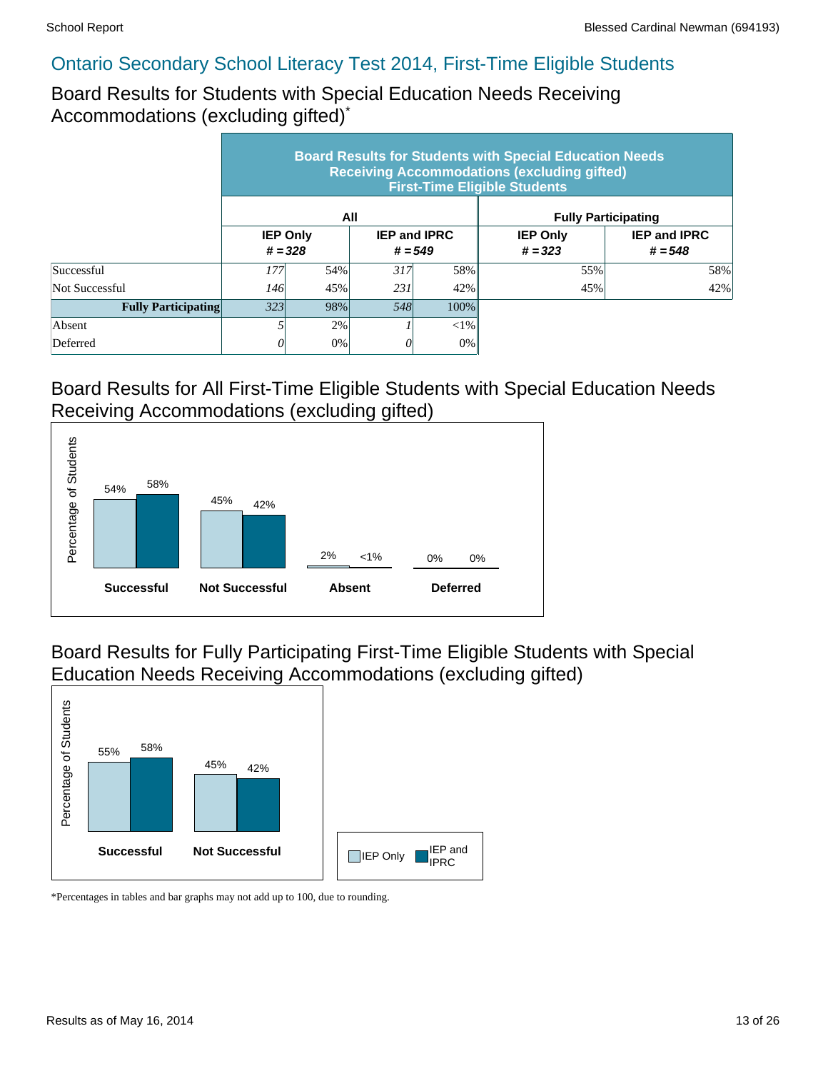## Ontario Secondary School Literacy Test 2014, First-Time Eligible Students

### Board Results for Students with Special Education Needs Receiving Accommodations (excluding gifted)*

| | Board Results for Students with Special Education Needs Receiving Accommodations (excluding gifted) First-Time Eligible Students | | | | | |
|---|---|---|---|---|---|---|
| | All | | | | Fully Participating | |
| | IEP Only # = 328 | | IEP and IPRC # = 549 | | IEP Only # = 323 | IEP and IPRC # = 548 |
| Successful | *177* | 54% | *317* | 58% | 55% | 58% |
| Not Successful | *146* | 45% | *231* | 42% | 45% | 42% |
| **Fully Participating** | *323* | 98% | *548* | 100% | | |
| Absent | *5* | 2% | *1* | <1% | | |
| Deferred | *0* | 0% | *0* | 0% | | |

### Board Results for All First-Time Eligible Students with Special Education Needs Receiving Accommodations (excluding gifted)

| Percentage of Students | IEP Only | IEP and IPRC |
|---|---|---|
| Successful | 54% | 58% |
| Not Successful | 45% | 42% |
| Absent | 2% | <1% |
| Deferred | 0% | 0% |

### Board Results for Fully Participating First-Time Eligible Students with Special Education Needs Receiving Accommodations (excluding gifted)

| Percentage of Students | IEP Only | IEP and IPRC |
|---|---|---|
| Successful | 55% | 58% |
| Not Successful | 45% | 42% |

*Percentages in tables and bar graphs may not add up to 100, due to rounding.

Results as of May 16, 2014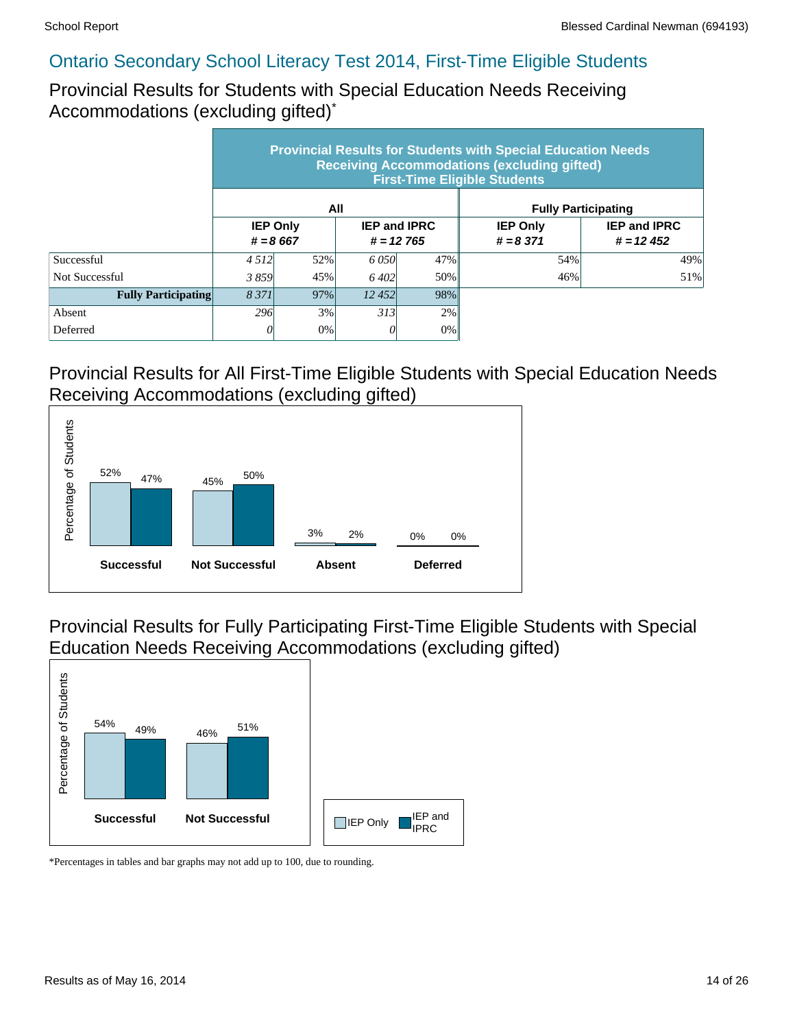## Ontario Secondary School Literacy Test 2014, First-Time Eligible Students

### Provincial Results for Students with Special Education Needs Receiving Accommodations (excluding gifted)*

| | Provincial Results for Students with Special Education Needs Receiving Accommodations (excluding gifted) First-Time Eligible Students | | | | | |
|---|---|---|---|---|---|---|
| | All | | | | Fully Participating | |
| | IEP Only # = 8 667 | | IEP and IPRC # = 12 765 | | IEP Only # = 8 371 | IEP and IPRC # = 12 452 |
| Successful | 4 512 | 52% | 6 050 | 47% | 54% | 49% |
| Not Successful | 3 859 | 45% | 6 402 | 50% | 46% | 51% |
| **Fully Participating** | 8 371 | 97% | 12 452 | 98% | | |
| Absent | 296 | 3% | 313 | 2% | | |
| Deferred | 0 | 0% | 0 | 0% | | |

### Provincial Results for All First-Time Eligible Students with Special Education Needs Receiving Accommodations (excluding gifted)

| Percentage of Students | IEP Only | IEP and IPRC |
|---|---|---|
| Successful | 52% | 47% |
| Not Successful | 45% | 50% |
| Absent | 3% | 2% |
| Deferred | 0% | 0% |

### Provincial Results for Fully Participating First-Time Eligible Students with Special Education Needs Receiving Accommodations (excluding gifted)

| Percentage of Students | IEP Only | IEP and IPRC |
|---|---|---|
| Successful | 54% | 49% |
| Not Successful | 46% | 51% |

*Percentages in tables and bar graphs may not add up to 100, due to rounding.

Results as of May 16, 2014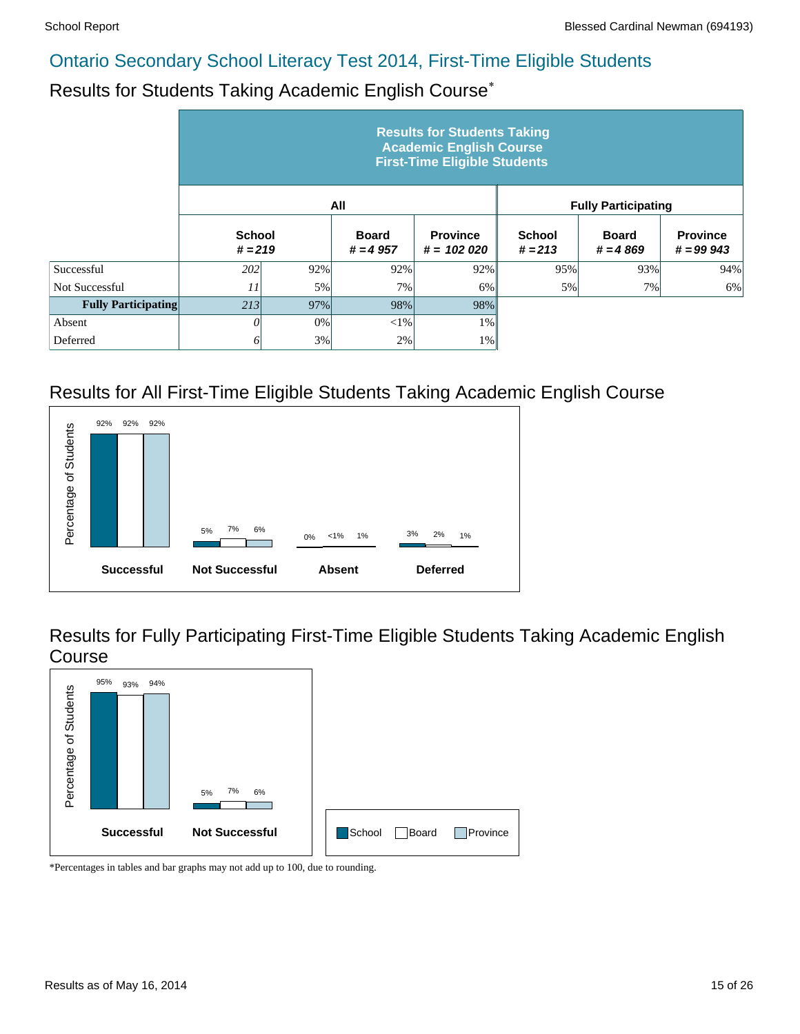# Ontario Secondary School Literacy Test 2014, First-Time Eligible Students

## Results for Students Taking Academic English Course*

| | Results for Students Taking Academic English Course First-Time Eligible Students | | | | | | |
|---|---|---|---|---|---|---|---|
| | All | | | | Fully Participating | | |
| | School # = 219 | | Board # = 4 957 | Province # = 102 020 | School # = 213 | Board # = 4 869 | Province # = 99 943 |
| Successful | 202 | 92% | 92% | 92% | 95% | 93% | 94% |
| Not Successful | 11 | 5% | 7% | 6% | 5% | 7% | 6% |
| **Fully Participating** | 213 | 97% | 98% | 98% | | | |
| Absent | 0 | 0% | <1% | 1% | | | |
| Deferred | 6 | 3% | 2% | 1% | | | |

## Results for All First-Time Eligible Students Taking Academic English Course

| Percentage of Students | School | Board | Province |
|---|---|---|---|
| Successful | 92% | 92% | 92% |
| Not Successful | 5% | 7% | 6% |
| Absent | 0% | <1% | 1% |
| Deferred | 3% | 2% | 1% |

## Results for Fully Participating First-Time Eligible Students Taking Academic English Course

| Percentage of Students | School | Board | Province |
|---|---|---|---|
| Successful | 95% | 93% | 94% |
| Not Successful | 5% | 7% | 6% |

*Percentages in tables and bar graphs may not add up to 100, due to rounding.

Results as of May 16, 2014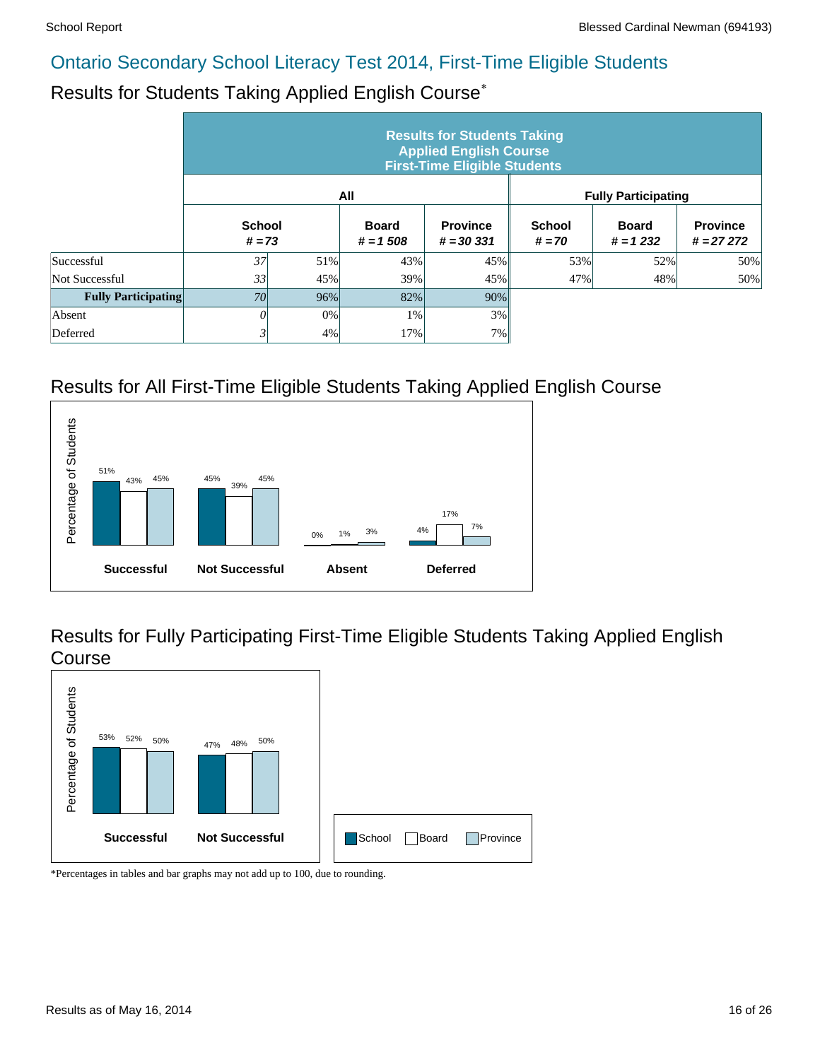## Ontario Secondary School Literacy Test 2014, First-Time Eligible Students

### Results for Students Taking Applied English Course*

| | Results for Students Taking Applied English Course First-Time Eligible Students | | | | | | |
|---|---|---|---|---|---|---|---|
| | All | | | | Fully Participating | | |
| | School # = 73 | | Board # = 1 508 | Province # = 30 331 | School # = 70 | Board # = 1 232 | Province # = 27 272 |
| Successful | 37 | 51% | 43% | 45% | 53% | 52% | 50% |
| Not Successful | 33 | 45% | 39% | 45% | 47% | 48% | 50% |
| **Fully Participating** | 70 | 96% | 82% | 90% | | | |
| Absent | 0 | 0% | 1% | 3% | | | |
| Deferred | 3 | 4% | 17% | 7% | | | |

### Results for All First-Time Eligible Students Taking Applied English Course

| | School | Board | Province |
|---|---|---|---|
| Successful | 51% | 43% | 45% |
| Not Successful | 45% | 39% | 45% |
| Absent | 0% | 1% | 3% |
| Deferred | 4% | 17% | 7% |

### Results for Fully Participating First-Time Eligible Students Taking Applied English Course

| | School | Board | Province |
|---|---|---|---|
| Successful | 53% | 52% | 50% |
| Not Successful | 47% | 48% | 50% |

*Percentages in tables and bar graphs may not add up to 100, due to rounding.

Results as of May 16, 2014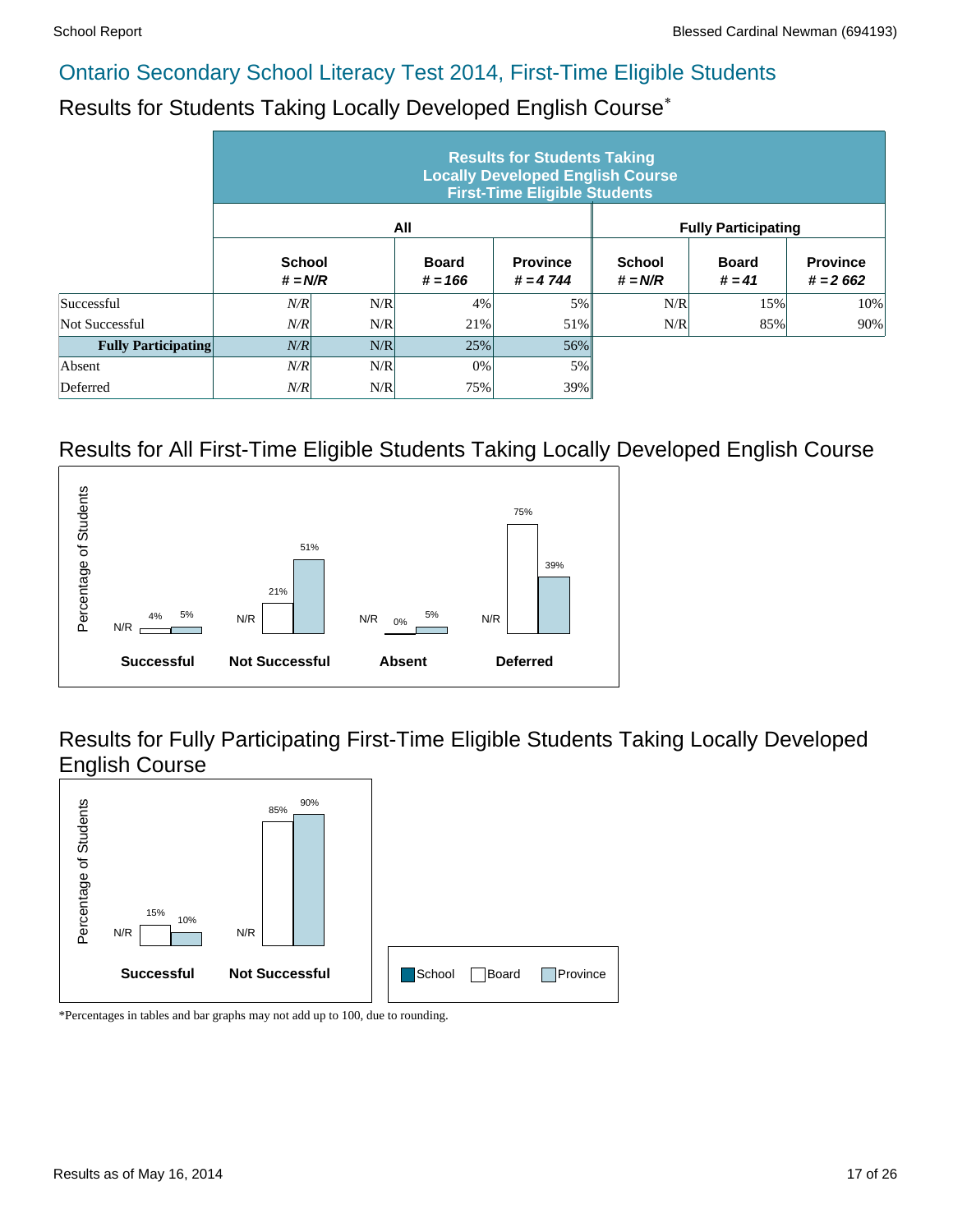## Ontario Secondary School Literacy Test 2014, First-Time Eligible Students

### Results for Students Taking Locally Developed English Course*

| | Results for Students Taking Locally Developed English Course First-Time Eligible Students | | | | | | |
|---|---|---|---|---|---|---|---|
| | All | | | | Fully Participating | | |
| | School # = N/R | | Board # = 166 | Province # = 4 744 | School # = N/R | Board # = 41 | Province # = 2 662 |
| Successful | N/R | N/R | 4% | 5% | N/R | 15% | 10% |
| Not Successful | N/R | N/R | 21% | 51% | N/R | 85% | 90% |
| **Fully Participating** | N/R | N/R | 25% | 56% | | | |
| Absent | N/R | N/R | 0% | 5% | | | |
| Deferred | N/R | N/R | 75% | 39% | | | |

### Results for All First-Time Eligible Students Taking Locally Developed English Course

| | School | Board | Province |
|---|---|---|---|
| Successful | N/R | 4% | 5% |
| Not Successful | N/R | 21% | 51% |
| Absent | N/R | 0% | 5% |
| Deferred | N/R | 75% | 39% |

### Results for Fully Participating First-Time Eligible Students Taking Locally Developed English Course

| | School | Board | Province |
|---|---|---|---|
| Successful | N/R | 15% | 10% |
| Not Successful | N/R | 85% | 90% |

*Percentages in tables and bar graphs may not add up to 100, due to rounding.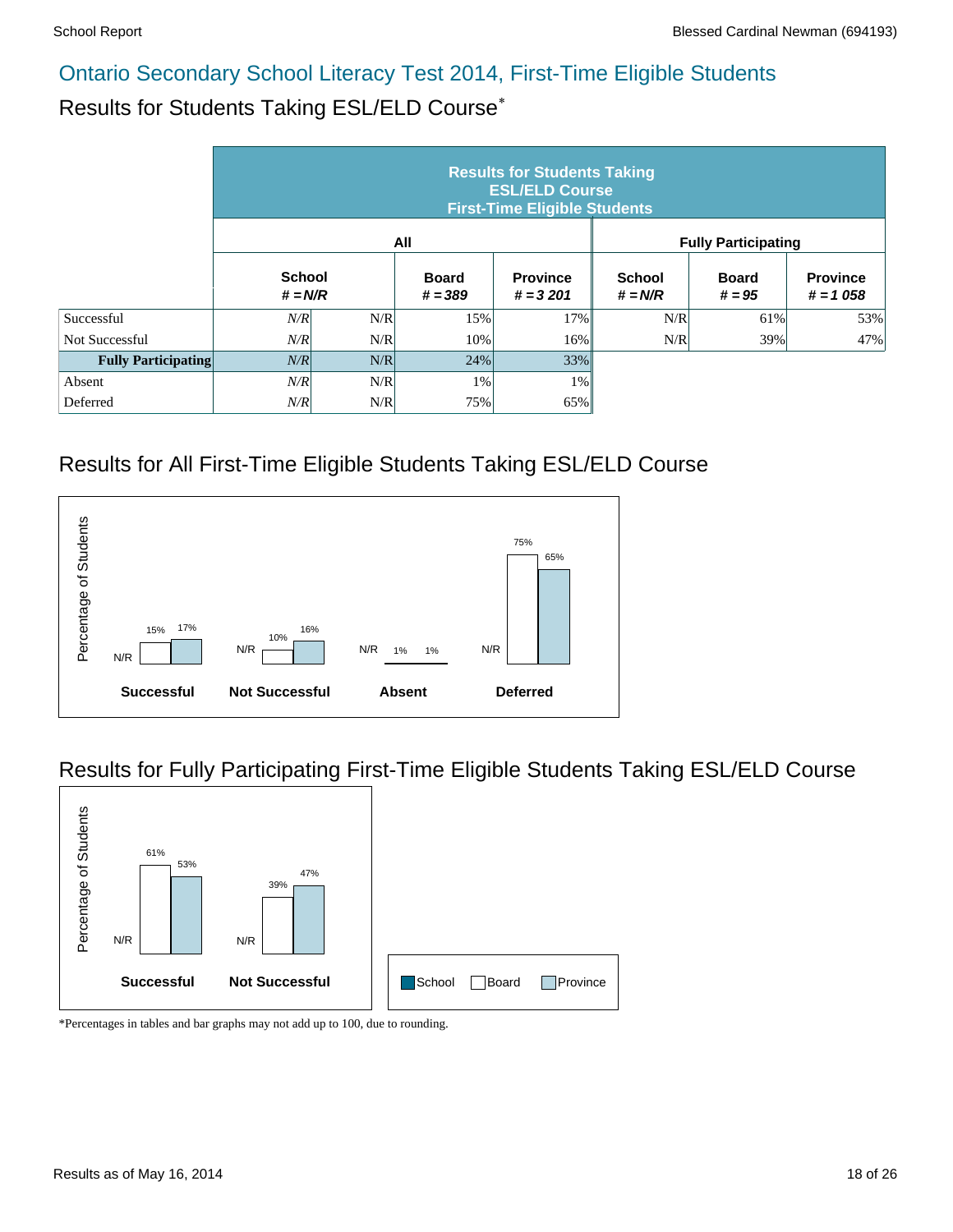# Ontario Secondary School Literacy Test 2014, First-Time Eligible Students

## Results for Students Taking ESL/ELD Course*

| | Results for Students Taking ESL/ELD Course First-Time Eligible Students | | | | | | |
|---|---|---|---|---|---|---|---|
| | All | | | | Fully Participating | | |
| | School # = N/R | | Board # = 389 | Province # = 3 201 | School # = N/R | Board # = 95 | Province # = 1 058 |
| Successful | *N/R* | N/R | 15% | 17% | N/R | 61% | 53% |
| Not Successful | *N/R* | N/R | 10% | 16% | N/R | 39% | 47% |
| **Fully Participating** | *N/R* | N/R | 24% | 33% | | | |
| Absent | *N/R* | N/R | 1% | 1% | | | |
| Deferred | *N/R* | N/R | 75% | 65% | | | |

## Results for All First-Time Eligible Students Taking ESL/ELD Course

| | School | Board | Province |
|---|---|---|---|
| Successful | N/R | 15% | 17% |
| Not Successful | N/R | 10% | 16% |
| Absent | N/R | 1% | 1% |
| Deferred | N/R | 75% | 65% |

## Results for Fully Participating First-Time Eligible Students Taking ESL/ELD Course

| | School | Board | Province |
|---|---|---|---|
| Successful | N/R | 61% | 53% |
| Not Successful | N/R | 39% | 47% |

*Percentages in tables and bar graphs may not add up to 100, due to rounding.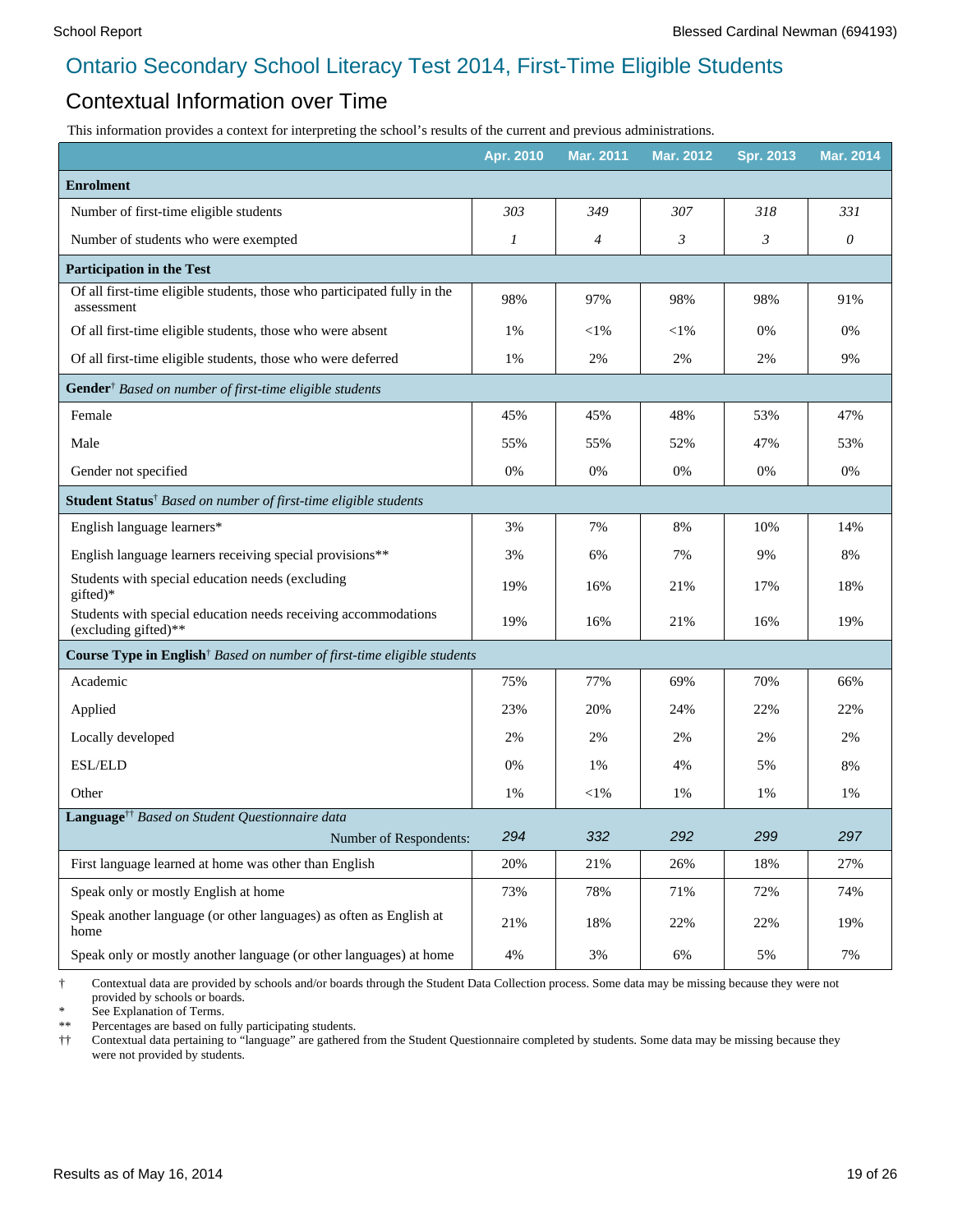# Ontario Secondary School Literacy Test 2014, First-Time Eligible Students

## Contextual Information over Time

This information provides a context for interpreting the school's results of the current and previous administrations.

| | Apr. 2010 | Mar. 2011 | Mar. 2012 | Spr. 2013 | Mar. 2014 |
|---|---|---|---|---|---|
| **Enrolment** | | | | | |
| Number of first-time eligible students | *303* | *349* | *307* | *318* | *331* |
| Number of students who were exempted | *1* | *4* | *3* | *3* | *0* |
| **Participation in the Test** | | | | | |
| Of all first-time eligible students, those who participated fully in the assessment | 98% | 97% | 98% | 98% | 91% |
| Of all first-time eligible students, those who were absent | 1% | <1% | <1% | 0% | 0% |
| Of all first-time eligible students, those who were deferred | 1% | 2% | 2% | 2% | 9% |
| **Gender**† *Based on number of first-time eligible students* | | | | | |
| Female | 45% | 45% | 48% | 53% | 47% |
| Male | 55% | 55% | 52% | 47% | 53% |
| Gender not specified | 0% | 0% | 0% | 0% | 0% |
| **Student Status**† *Based on number of first-time eligible students* | | | | | |
| English language learners* | 3% | 7% | 8% | 10% | 14% |
| English language learners receiving special provisions** | 3% | 6% | 7% | 9% | 8% |
| Students with special education needs (excluding gifted)* | 19% | 16% | 21% | 17% | 18% |
| Students with special education needs receiving accommodations (excluding gifted)** | 19% | 16% | 21% | 16% | 19% |
| **Course Type in English**† *Based on number of first-time eligible students* | | | | | |
| Academic | 75% | 77% | 69% | 70% | 66% |
| Applied | 23% | 20% | 24% | 22% | 22% |
| Locally developed | 2% | 2% | 2% | 2% | 2% |
| ESL/ELD | 0% | 1% | 4% | 5% | 8% |
| Other | 1% | <1% | 1% | 1% | 1% |
| **Language**†† *Based on Student Questionnaire data* | | | | | |
| Number of Respondents: | *294* | *332* | *292* | *299* | *297* |
| First language learned at home was other than English | 20% | 21% | 26% | 18% | 27% |
| Speak only or mostly English at home | 73% | 78% | 71% | 72% | 74% |
| Speak another language (or other languages) as often as English at home | 21% | 18% | 22% | 22% | 19% |
| Speak only or mostly another language (or other languages) at home | 4% | 3% | 6% | 5% | 7% |

† Contextual data are provided by schools and/or boards through the Student Data Collection process. Some data may be missing because they were not provided by schools or boards.

\* See Explanation of Terms.

** Percentages are based on fully participating students.

†† Contextual data pertaining to "language" are gathered from the Student Questionnaire completed by students. Some data may be missing because they were not provided by students.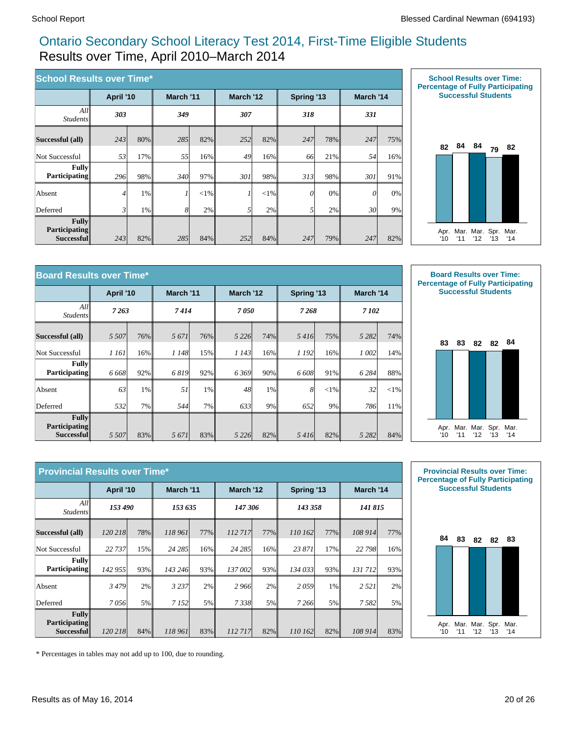# Ontario Secondary School Literacy Test 2014, First-Time Eligible Students

## Results over Time, April 2010–March 2014

### School Results over Time*

| | April '10 | | March '11 | | March '12 | | Spring '13 | | March '14 | |
|---|---|---|---|---|---|---|---|---|---|---|
| *All Students* | ***303*** | | ***349*** | | ***307*** | | ***318*** | | ***331*** | |
| **Successful (all)** | *243* | 80% | *285* | 82% | *252* | 82% | *247* | 78% | *247* | 75% |
| Not Successful | *53* | 17% | *55* | 16% | *49* | 16% | *66* | 21% | *54* | 16% |
| **Fully Participating** | *296* | 98% | *340* | 97% | *301* | 98% | *313* | 98% | *301* | 91% |
| Absent | *4* | 1% | *1* | <1% | *1* | <1% | *0* | 0% | *0* | 0% |
| Deferred | *3* | 1% | *8* | 2% | *5* | 2% | *5* | 2% | *30* | 9% |
| **Fully Participating Successful** | *243* | 82% | *285* | 84% | *252* | 84% | *247* | 79% | *247* | 82% |

**School Results over Time: Percentage of Fully Participating Successful Students**

| Apr. '10 | Mar. '11 | Mar. '12 | Spr. '13 | Mar. '14 |
|---|---|---|---|---|
| 82 | 84 | 84 | 79 | 82 |

### Board Results over Time*

| | April '10 | | March '11 | | March '12 | | Spring '13 | | March '14 | |
|---|---|---|---|---|---|---|---|---|---|---|
| *All Students* | ***7 263*** | | ***7 414*** | | ***7 050*** | | ***7 268*** | | ***7 102*** | |
| **Successful (all)** | *5 507* | 76% | *5 671* | 76% | *5 226* | 74% | *5 416* | 75% | *5 282* | 74% |
| Not Successful | *1 161* | 16% | *1 148* | 15% | *1 143* | 16% | *1 192* | 16% | *1 002* | 14% |
| **Fully Participating** | *6 668* | 92% | *6 819* | 92% | *6 369* | 90% | *6 608* | 91% | *6 284* | 88% |
| Absent | *63* | 1% | *51* | 1% | *48* | 1% | *8* | <1% | *32* | <1% |
| Deferred | *532* | 7% | *544* | 7% | *633* | 9% | *652* | 9% | *786* | 11% |
| **Fully Participating Successful** | *5 507* | 83% | *5 671* | 83% | *5 226* | 82% | *5 416* | 82% | *5 282* | 84% |

**Board Results over Time: Percentage of Fully Participating Successful Students**

| Apr. '10 | Mar. '11 | Mar. '12 | Spr. '13 | Mar. '14 |
|---|---|---|---|---|
| 83 | 83 | 82 | 82 | 84 |

### Provincial Results over Time*

| | April '10 | | March '11 | | March '12 | | Spring '13 | | March '14 | |
|---|---|---|---|---|---|---|---|---|---|---|
| *All Students* | ***153 490*** | | ***153 635*** | | ***147 306*** | | ***143 358*** | | ***141 815*** | |
| **Successful (all)** | *120 218* | 78% | *118 961* | 77% | *112 717* | 77% | *110 162* | 77% | *108 914* | 77% |
| Not Successful | *22 737* | 15% | *24 285* | 16% | *24 285* | 16% | *23 871* | 17% | *22 798* | 16% |
| **Fully Participating** | *142 955* | 93% | *143 246* | 93% | *137 002* | 93% | *134 033* | 93% | *131 712* | 93% |
| Absent | *3 479* | 2% | *3 237* | 2% | *2 966* | 2% | *2 059* | 1% | *2 521* | 2% |
| Deferred | *7 056* | 5% | *7 152* | 5% | *7 338* | 5% | *7 266* | 5% | *7 582* | 5% |
| **Fully Participating Successful** | *120 218* | 84% | *118 961* | 83% | *112 717* | 82% | *110 162* | 82% | *108 914* | 83% |

**Provincial Results over Time: Percentage of Fully Participating Successful Students**

| Apr. '10 | Mar. '11 | Mar. '12 | Spr. '13 | Mar. '14 |
|---|---|---|---|---|
| 84 | 83 | 82 | 82 | 83 |

\* Percentages in tables may not add up to 100, due to rounding.

Results as of May 16, 2014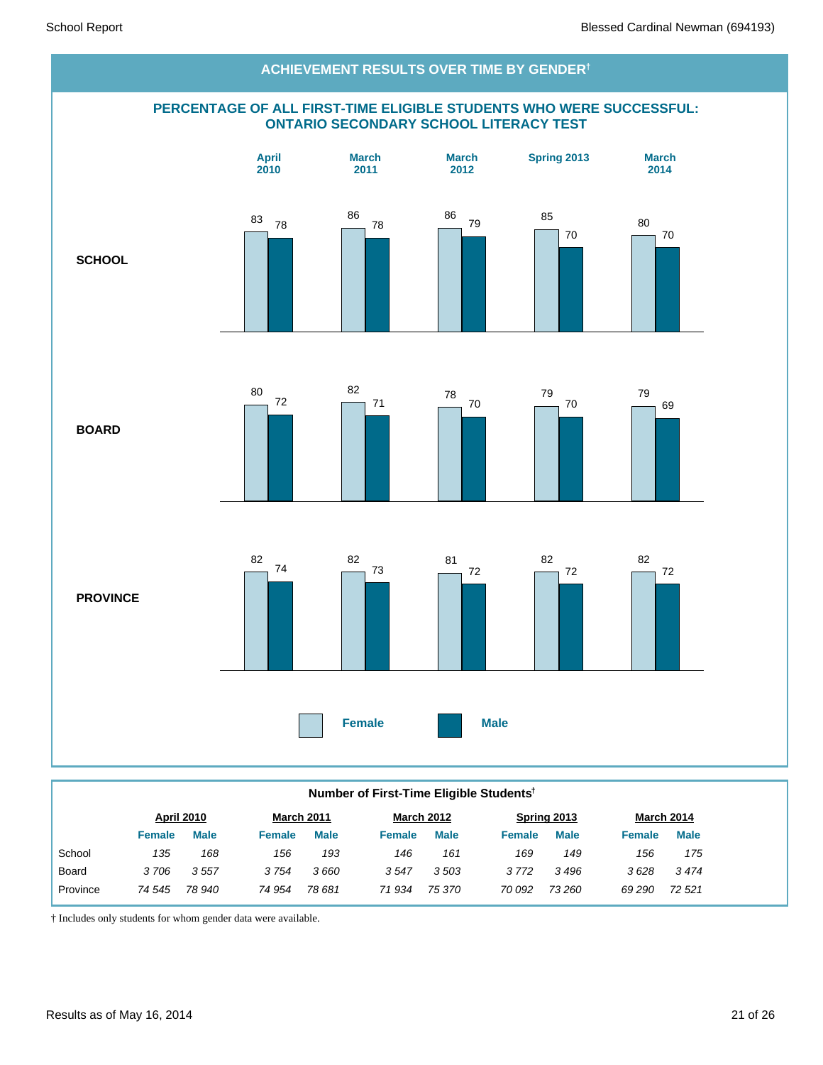## ACHIEVEMENT RESULTS OVER TIME BY GENDER†

### PERCENTAGE OF ALL FIRST-TIME ELIGIBLE STUDENTS WHO WERE SUCCESSFUL: ONTARIO SECONDARY SCHOOL LITERACY TEST

| | April 2010 | | March 2011 | | March 2012 | | Spring 2013 | | March 2014 | |
|---|---|---|---|---|---|---|---|---|---|---|
| | Female | Male | Female | Male | Female | Male | Female | Male | Female | Male |
| SCHOOL | 83 | 78 | 86 | 78 | 86 | 79 | 85 | 70 | 80 | 70 |
| BOARD | 80 | 72 | 82 | 71 | 78 | 70 | 79 | 70 | 79 | 69 |
| PROVINCE | 82 | 74 | 82 | 73 | 81 | 72 | 82 | 72 | 82 | 72 |

### Number of First-Time Eligible Students†

| | April 2010 | | March 2011 | | March 2012 | | Spring 2013 | | March 2014 | |
|---|---|---|---|---|---|---|---|---|---|---|
| | Female | Male | Female | Male | Female | Male | Female | Male | Female | Male |
| School | *135* | *168* | *156* | *193* | *146* | *161* | *169* | *149* | *156* | *175* |
| Board | *3 706* | *3 557* | *3 754* | *3 660* | *3 547* | *3 503* | *3 772* | *3 496* | *3 628* | *3 474* |
| Province | *74 545* | *78 940* | *74 954* | *78 681* | *71 934* | *75 370* | *70 092* | *73 260* | *69 290* | *72 521* |

† Includes only students for whom gender data were available.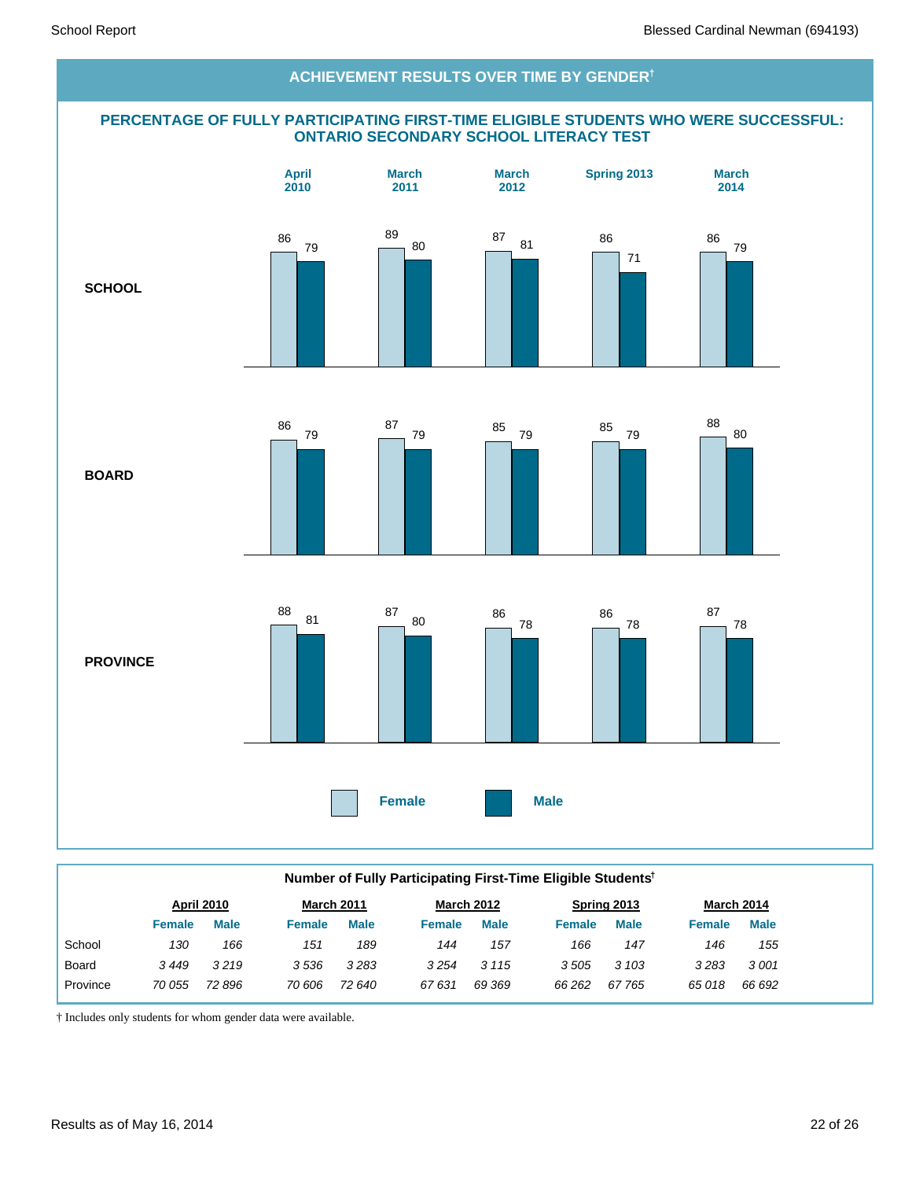## ACHIEVEMENT RESULTS OVER TIME BY GENDER†

### PERCENTAGE OF FULLY PARTICIPATING FIRST-TIME ELIGIBLE STUDENTS WHO WERE SUCCESSFUL: ONTARIO SECONDARY SCHOOL LITERACY TEST

| | April 2010 | | March 2011 | | March 2012 | | Spring 2013 | | March 2014 | |
|---|---|---|---|---|---|---|---|---|---|---|
| | Female | Male | Female | Male | Female | Male | Female | Male | Female | Male |
| SCHOOL | 86 | 79 | 89 | 80 | 87 | 81 | 86 | 71 | 86 | 79 |
| BOARD | 86 | 79 | 87 | 79 | 85 | 79 | 85 | 79 | 88 | 80 |
| PROVINCE | 88 | 81 | 87 | 80 | 86 | 78 | 86 | 78 | 87 | 78 |

### Number of Fully Participating First-Time Eligible Students†

| | April 2010 | | March 2011 | | March 2012 | | Spring 2013 | | March 2014 | |
|---|---|---|---|---|---|---|---|---|---|---|
| | Female | Male | Female | Male | Female | Male | Female | Male | Female | Male |
| School | *130* | *166* | *151* | *189* | *144* | *157* | *166* | *147* | *146* | *155* |
| Board | *3 449* | *3 219* | *3 536* | *3 283* | *3 254* | *3 115* | *3 505* | *3 103* | *3 283* | *3 001* |
| Province | *70 055* | *72 896* | *70 606* | *72 640* | *67 631* | *69 369* | *66 262* | *67 765* | *65 018* | *66 692* |

† Includes only students for whom gender data were available.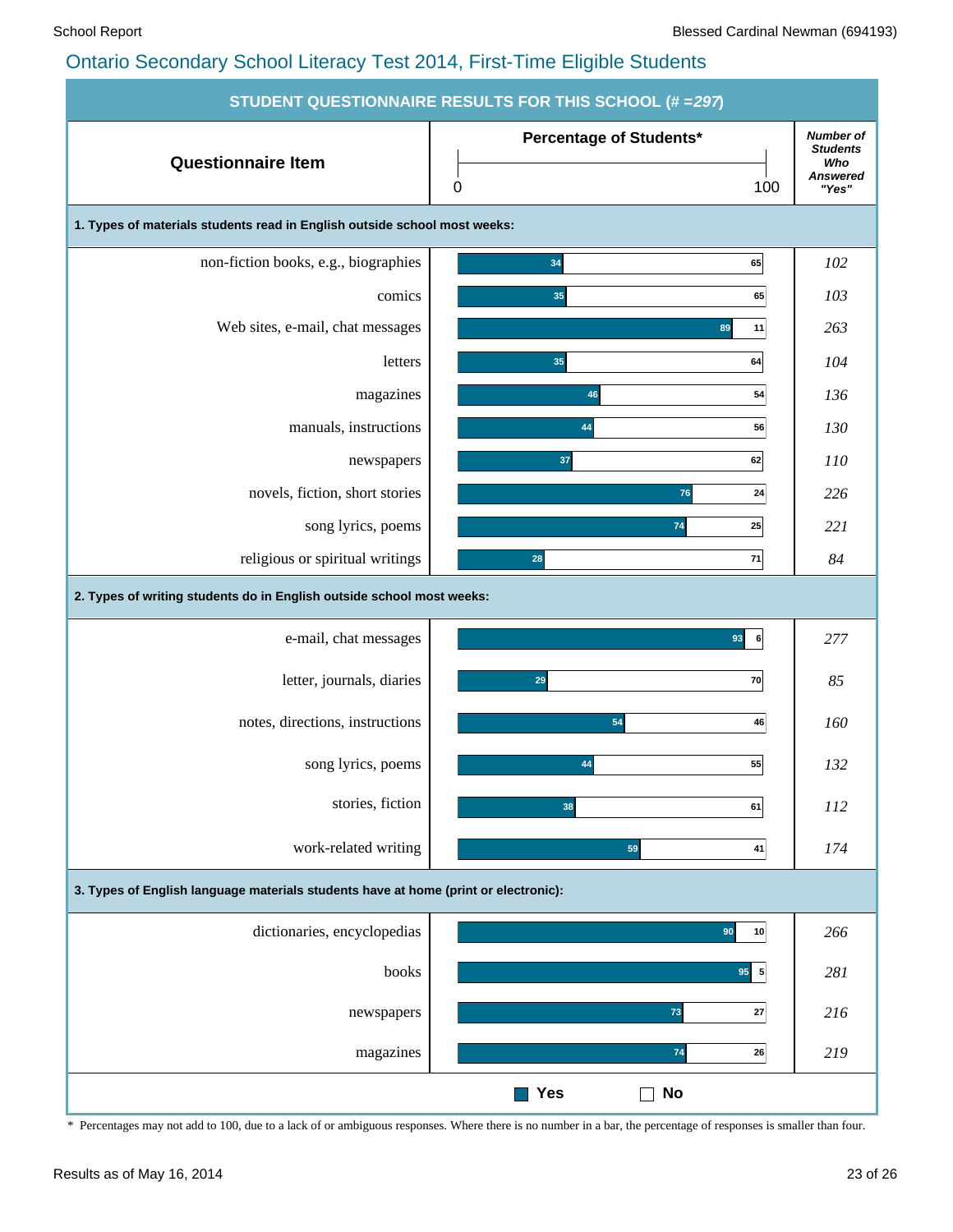# Ontario Secondary School Literacy Test 2014, First-Time Eligible Students

## STUDENT QUESTIONNAIRE RESULTS FOR THIS SCHOOL (# =297)

| Questionnaire Item | Percentage of Students* Yes | Percentage of Students* No | Number of Students Who Answered "Yes" |
|---|---|---|---|
| **1. Types of materials students read in English outside school most weeks:** | | | |
| non-fiction books, e.g., biographies | 34 | 65 | 102 |
| comics | 35 | 65 | 103 |
| Web sites, e-mail, chat messages | 89 | 11 | 263 |
| letters | 35 | 64 | 104 |
| magazines | 46 | 54 | 136 |
| manuals, instructions | 44 | 56 | 130 |
| newspapers | 37 | 62 | 110 |
| novels, fiction, short stories | 76 | 24 | 226 |
| song lyrics, poems | 74 | 25 | 221 |
| religious or spiritual writings | 28 | 71 | 84 |
| **2. Types of writing students do in English outside school most weeks:** | | | |
| e-mail, chat messages | 93 | 6 | 277 |
| letter, journals, diaries | 29 | 70 | 85 |
| notes, directions, instructions | 54 | 46 | 160 |
| song lyrics, poems | 44 | 55 | 132 |
| stories, fiction | 38 | 61 | 112 |
| work-related writing | 59 | 41 | 174 |
| **3. Types of English language materials students have at home (print or electronic):** | | | |
| dictionaries, encyclopedias | 90 | 10 | 266 |
| books | 95 | 5 | 281 |
| newspapers | 73 | 27 | 216 |
| magazines | 74 | 26 | 219 |

\* Percentages may not add to 100, due to a lack of or ambiguous responses. Where there is no number in a bar, the percentage of responses is smaller than four.

Results as of May 16, 2014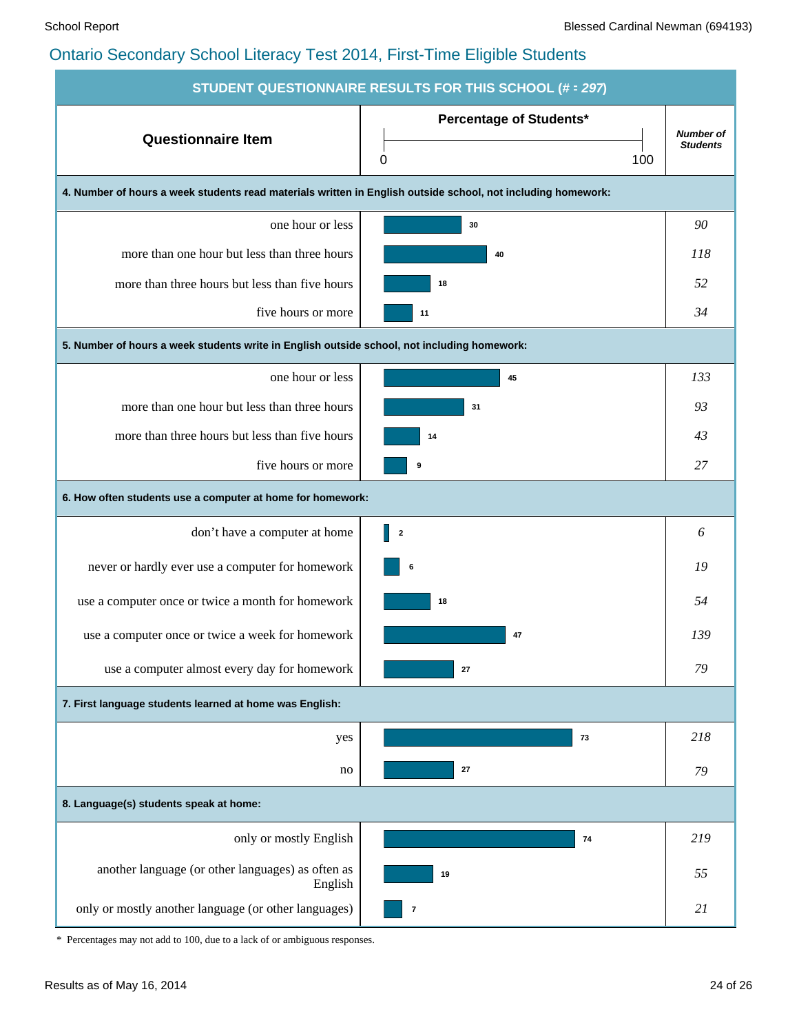## Ontario Secondary School Literacy Test 2014, First-Time Eligible Students

**STUDENT QUESTIONNAIRE RESULTS FOR THIS SCHOOL (# = *297*)**

| Questionnaire Item | Percentage of Students* | *Number of Students* |
|---|---|---|
| **4. Number of hours a week students read materials written in English outside school, not including homework:** | | |
| one hour or less | 30 | *90* |
| more than one hour but less than three hours | 40 | *118* |
| more than three hours but less than five hours | 18 | *52* |
| five hours or more | 11 | *34* |
| **5. Number of hours a week students write in English outside school, not including homework:** | | |
| one hour or less | 45 | *133* |
| more than one hour but less than three hours | 31 | *93* |
| more than three hours but less than five hours | 14 | *43* |
| five hours or more | 9 | *27* |
| **6. How often students use a computer at home for homework:** | | |
| don't have a computer at home | 2 | *6* |
| never or hardly ever use a computer for homework | 6 | *19* |
| use a computer once or twice a month for homework | 18 | *54* |
| use a computer once or twice a week for homework | 47 | *139* |
| use a computer almost every day for homework | 27 | *79* |
| **7. First language students learned at home was English:** | | |
| yes | 73 | *218* |
| no | 27 | *79* |
| **8. Language(s) students speak at home:** | | |
| only or mostly English | 74 | *219* |
| another language (or other languages) as often as English | 19 | *55* |
| only or mostly another language (or other languages) | 7 | *21* |

\* Percentages may not add to 100, due to a lack of or ambiguous responses.

Results as of May 16, 2014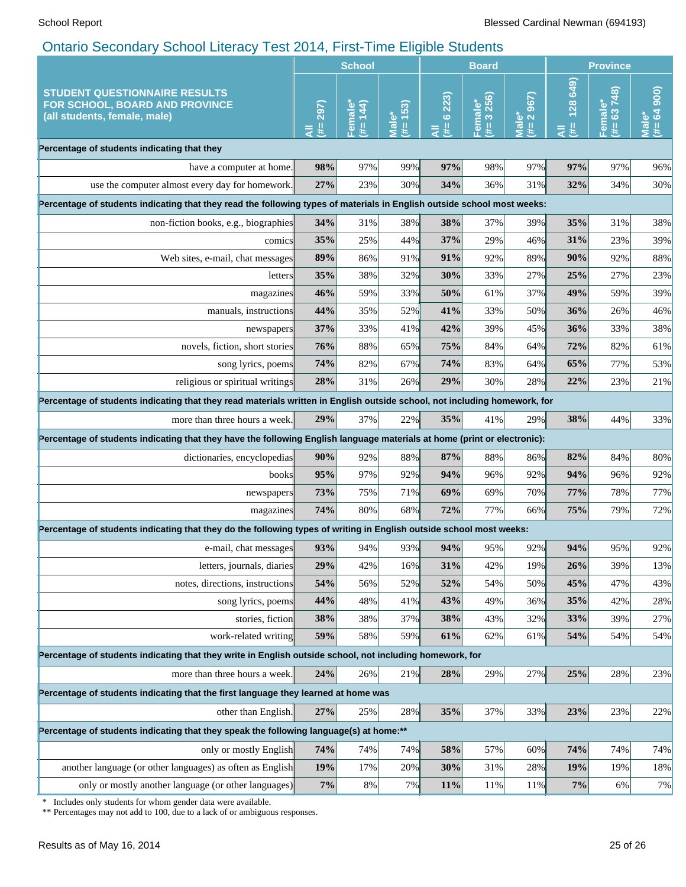## Ontario Secondary School Literacy Test 2014, First-Time Eligible Students

| STUDENT QUESTIONNAIRE RESULTS FOR SCHOOL, BOARD AND PROVINCE (all students, female, male) | School | | | Board | | | Province | | |
|---|---|---|---|---|---|---|---|---|---|
| | All (#= 297) | Female* (#= 144) | Male* (#= 153) | All (#= 6 223) | Female* (#= 3 256) | Male* (#= 2 967) | All (#= 128 649) | Female* (#= 63 748) | Male* (#= 64 900) |
| **Percentage of students indicating that they** | | | | | | | | | |
| have a computer at home. | **98%** | 97% | 99% | **97%** | 98% | 97% | **97%** | 97% | 96% |
| use the computer almost every day for homework. | **27%** | 23% | 30% | **34%** | 36% | 31% | **32%** | 34% | 30% |
| **Percentage of students indicating that they read the following types of materials in English outside school most weeks:** | | | | | | | | | |
| non-fiction books, e.g., biographies | **34%** | 31% | 38% | **38%** | 37% | 39% | **35%** | 31% | 38% |
| comics | **35%** | 25% | 44% | **37%** | 29% | 46% | **31%** | 23% | 39% |
| Web sites, e-mail, chat messages | **89%** | 86% | 91% | **91%** | 92% | 89% | **90%** | 92% | 88% |
| letters | **35%** | 38% | 32% | **30%** | 33% | 27% | **25%** | 27% | 23% |
| magazines | **46%** | 59% | 33% | **50%** | 61% | 37% | **49%** | 59% | 39% |
| manuals, instructions | **44%** | 35% | 52% | **41%** | 33% | 50% | **36%** | 26% | 46% |
| newspapers | **37%** | 33% | 41% | **42%** | 39% | 45% | **36%** | 33% | 38% |
| novels, fiction, short stories | **76%** | 88% | 65% | **75%** | 84% | 64% | **72%** | 82% | 61% |
| song lyrics, poems | **74%** | 82% | 67% | **74%** | 83% | 64% | **65%** | 77% | 53% |
| religious or spiritual writings | **28%** | 31% | 26% | **29%** | 30% | 28% | **22%** | 23% | 21% |
| **Percentage of students indicating that they read materials written in English outside school, not including homework, for** | | | | | | | | | |
| more than three hours a week. | **29%** | 37% | 22% | **35%** | 41% | 29% | **38%** | 44% | 33% |
| **Percentage of students indicating that they have the following English language materials at home (print or electronic):** | | | | | | | | | |
| dictionaries, encyclopedias | **90%** | 92% | 88% | **87%** | 88% | 86% | **82%** | 84% | 80% |
| books | **95%** | 97% | 92% | **94%** | 96% | 92% | **94%** | 96% | 92% |
| newspapers | **73%** | 75% | 71% | **69%** | 69% | 70% | **77%** | 78% | 77% |
| magazines | **74%** | 80% | 68% | **72%** | 77% | 66% | **75%** | 79% | 72% |
| **Percentage of students indicating that they do the following types of writing in English outside school most weeks:** | | | | | | | | | |
| e-mail, chat messages | **93%** | 94% | 93% | **94%** | 95% | 92% | **94%** | 95% | 92% |
| letters, journals, diaries | **29%** | 42% | 16% | **31%** | 42% | 19% | **26%** | 39% | 13% |
| notes, directions, instructions | **54%** | 56% | 52% | **52%** | 54% | 50% | **45%** | 47% | 43% |
| song lyrics, poems | **44%** | 48% | 41% | **43%** | 49% | 36% | **35%** | 42% | 28% |
| stories, fiction | **38%** | 38% | 37% | **38%** | 43% | 32% | **33%** | 39% | 27% |
| work-related writing | **59%** | 58% | 59% | **61%** | 62% | 61% | **54%** | 54% | 54% |
| **Percentage of students indicating that they write in English outside school, not including homework, for** | | | | | | | | | |
| more than three hours a week. | **24%** | 26% | 21% | **28%** | 29% | 27% | **25%** | 28% | 23% |
| **Percentage of students indicating that the first language they learned at home was** | | | | | | | | | |
| other than English. | **27%** | 25% | 28% | **35%** | 37% | 33% | **23%** | 23% | 22% |
| **Percentage of students indicating that they speak the following language(s) at home:\*\*** | | | | | | | | | |
| only or mostly English | **74%** | 74% | 74% | **58%** | 57% | 60% | **74%** | 74% | 74% |
| another language (or other languages) as often as English | **19%** | 17% | 20% | **30%** | 31% | 28% | **19%** | 19% | 18% |
| only or mostly another language (or other languages) | **7%** | 8% | 7% | **11%** | 11% | 11% | **7%** | 6% | 7% |

\* Includes only students for whom gender data were available.
\*\* Percentages may not add to 100, due to a lack of or ambiguous responses.

Results as of May 16, 2014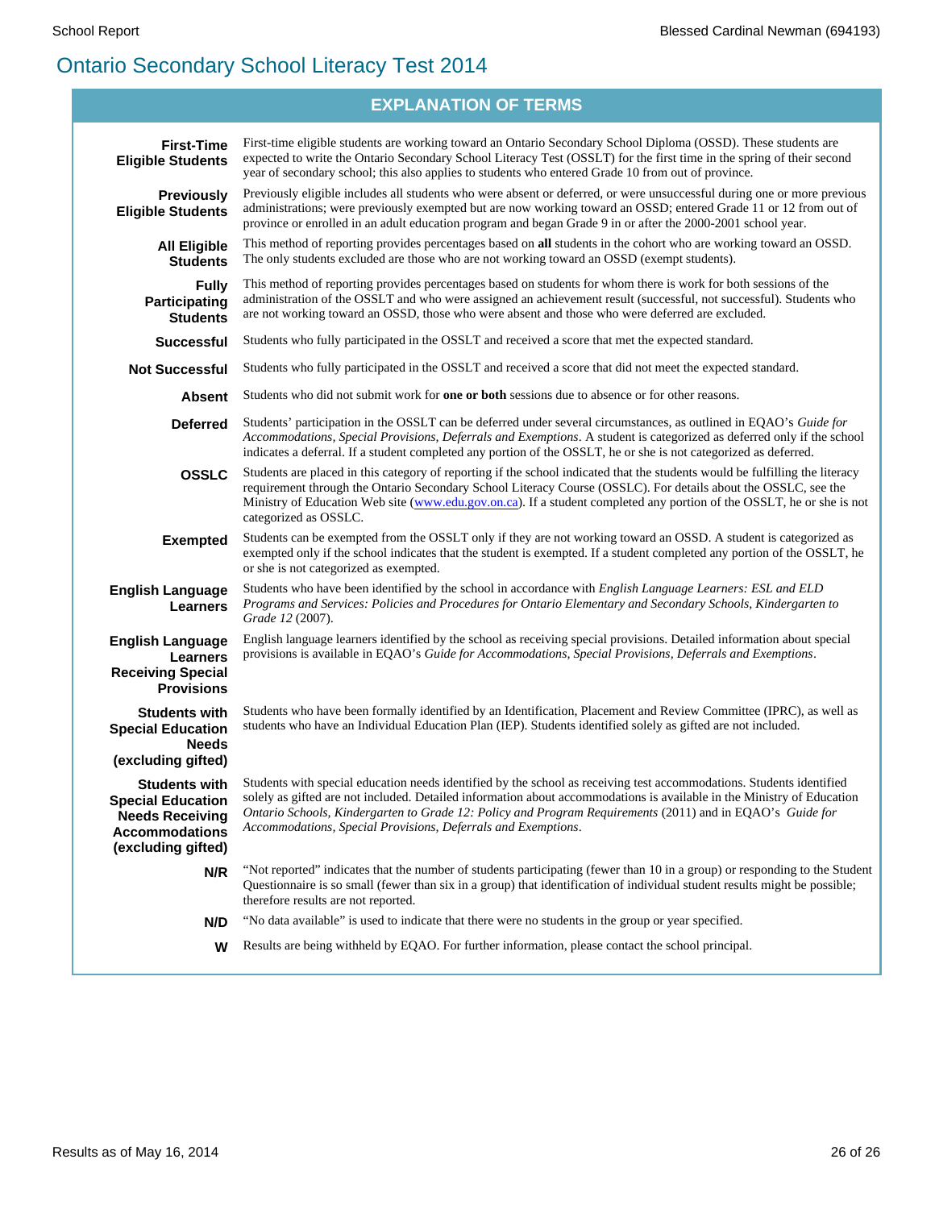# Ontario Secondary School Literacy Test 2014

## EXPLANATION OF TERMS

| | |
|---|---|
| **First-Time Eligible Students** | First-time eligible students are working toward an Ontario Secondary School Diploma (OSSD). These students are expected to write the Ontario Secondary School Literacy Test (OSSLT) for the first time in the spring of their second year of secondary school; this also applies to students who entered Grade 10 from out of province. |
| **Previously Eligible Students** | Previously eligible includes all students who were absent or deferred, or were unsuccessful during one or more previous administrations; were previously exempted but are now working toward an OSSD; entered Grade 11 or 12 from out of province or enrolled in an adult education program and began Grade 9 in or after the 2000-2001 school year. |
| **All Eligible Students** | This method of reporting provides percentages based on **all** students in the cohort who are working toward an OSSD. The only students excluded are those who are not working toward an OSSD (exempt students). |
| **Fully Participating Students** | This method of reporting provides percentages based on students for whom there is work for both sessions of the administration of the OSSLT and who were assigned an achievement result (successful, not successful). Students who are not working toward an OSSD, those who were absent and those who were deferred are excluded. |
| **Successful** | Students who fully participated in the OSSLT and received a score that met the expected standard. |
| **Not Successful** | Students who fully participated in the OSSLT and received a score that did not meet the expected standard. |
| **Absent** | Students who did not submit work for **one or both** sessions due to absence or for other reasons. |
| **Deferred** | Students' participation in the OSSLT can be deferred under several circumstances, as outlined in EQAO's *Guide for Accommodations, Special Provisions, Deferrals and Exemptions*. A student is categorized as deferred only if the school indicates a deferral. If a student completed any portion of the OSSLT, he or she is not categorized as deferred. |
| **OSSLC** | Students are placed in this category of reporting if the school indicated that the students would be fulfilling the literacy requirement through the Ontario Secondary School Literacy Course (OSSLC). For details about the OSSLC, see the Ministry of Education Web site (www.edu.gov.on.ca). If a student completed any portion of the OSSLT, he or she is not categorized as OSSLC. |
| **Exempted** | Students can be exempted from the OSSLT only if they are not working toward an OSSD. A student is categorized as exempted only if the school indicates that the student is exempted. If a student completed any portion of the OSSLT, he or she is not categorized as exempted. |
| **English Language Learners** | Students who have been identified by the school in accordance with *English Language Learners: ESL and ELD Programs and Services: Policies and Procedures for Ontario Elementary and Secondary Schools, Kindergarten to Grade 12* (2007). |
| **English Language Learners Receiving Special Provisions** | English language learners identified by the school as receiving special provisions. Detailed information about special provisions is available in EQAO's *Guide for Accommodations, Special Provisions, Deferrals and Exemptions*. |
| **Students with Special Education Needs (excluding gifted)** | Students who have been formally identified by an Identification, Placement and Review Committee (IPRC), as well as students who have an Individual Education Plan (IEP). Students identified solely as gifted are not included. |
| **Students with Special Education Needs Receiving Accommodations (excluding gifted)** | Students with special education needs identified by the school as receiving test accommodations. Students identified solely as gifted are not included. Detailed information about accommodations is available in the Ministry of Education *Ontario Schools, Kindergarten to Grade 12: Policy and Program Requirements* (2011) and in EQAO's *Guide for Accommodations, Special Provisions, Deferrals and Exemptions*. |
| **N/R** | "Not reported" indicates that the number of students participating (fewer than 10 in a group) or responding to the Student Questionnaire is so small (fewer than six in a group) that identification of individual student results might be possible; therefore results are not reported. |
| **N/D** | "No data available" is used to indicate that there were no students in the group or year specified. |
| **W** | Results are being withheld by EQAO. For further information, please contact the school principal. |

Results as of May 16, 2014